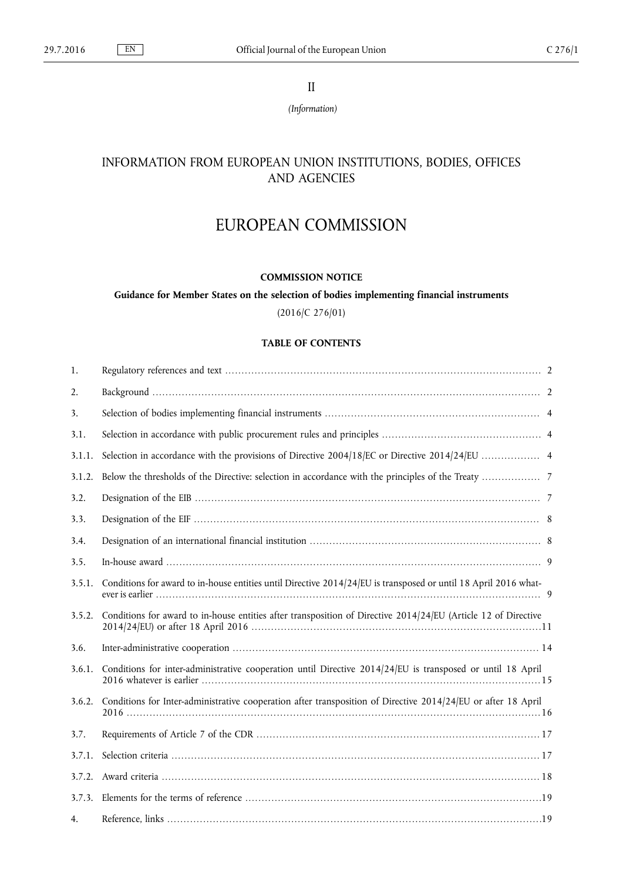II

*(Information)*

# INFORMATION FROM EUROPEAN UNION INSTITUTIONS, BODIES, OFFICES AND AGENCIES

# EUROPEAN COMMISSION

## COMMISSION NOTICE

### Guidance for Member States on the selection of bodies implementing financial instruments

(2016/C 276/01)

**TABLE OF CONTENTS**

| | | |
|---|---|---|
| 1. | Regulatory references and text | 2 |
| 2. | Background | 2 |
| 3. | Selection of bodies implementing financial instruments | 4 |
| 3.1. | Selection in accordance with public procurement rules and principles | 4 |
| 3.1.1. | Selection in accordance with the provisions of Directive 2004/18/EC or Directive 2014/24/EU | 4 |
| 3.1.2. | Below the thresholds of the Directive: selection in accordance with the principles of the Treaty | 7 |
| 3.2. | Designation of the EIB | 7 |
| 3.3. | Designation of the EIF | 8 |
| 3.4. | Designation of an international financial institution | 8 |
| 3.5. | In-house award | 9 |
| 3.5.1. | Conditions for award to in-house entities until Directive 2014/24/EU is transposed or until 18 April 2016 whatever is earlier | 9 |
| 3.5.2. | Conditions for award to in-house entities after transposition of Directive 2014/24/EU (Article 12 of Directive 2014/24/EU) or after 18 April 2016 | 11 |
| 3.6. | Inter-administrative cooperation | 14 |
| 3.6.1. | Conditions for inter-administrative cooperation until Directive 2014/24/EU is transposed or until 18 April 2016 whatever is earlier | 15 |
| 3.6.2. | Conditions for Inter-administrative cooperation after transposition of Directive 2014/24/EU or after 18 April 2016 | 16 |
| 3.7. | Requirements of Article 7 of the CDR | 17 |
| 3.7.1. | Selection criteria | 17 |
| 3.7.2. | Award criteria | 18 |
| 3.7.3. | Elements for the terms of reference | 19 |
| 4. | Reference, links | 19 |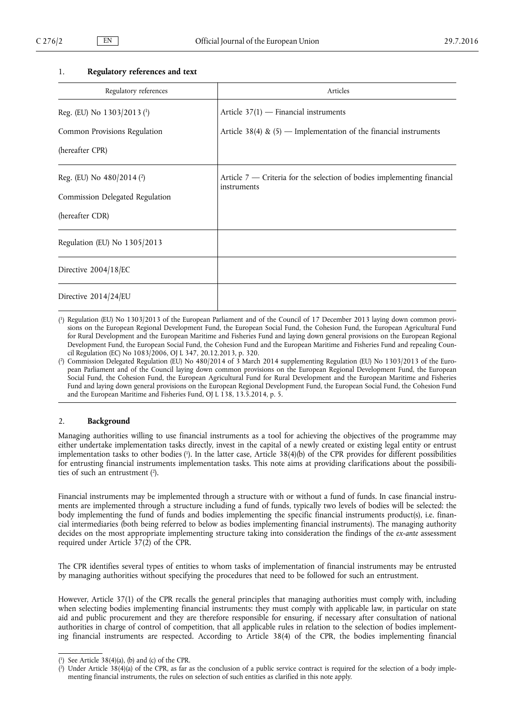## 1. Regulatory references and text

| Regulatory references | Articles |
|---|---|
| Reg. (EU) No 1303/2013 [1]<br>Common Provisions Regulation<br>(hereafter CPR) | Article 37(1) — Financial instruments<br>Article 38(4) & (5) — Implementation of the financial instruments |
| Reg. (EU) No 480/2014 [2]<br>Commission Delegated Regulation<br>(hereafter CDR) | Article 7 — Criteria for the selection of bodies implementing financial instruments |
| Regulation (EU) No 1305/2013 | |
| Directive 2004/18/EC | |
| Directive 2014/24/EU | |

[1] Regulation (EU) No 1303/2013 of the European Parliament and of the Council of 17 December 2013 laying down common provisions on the European Regional Development Fund, the European Social Fund, the Cohesion Fund, the European Agricultural Fund for Rural Development and the European Maritime and Fisheries Fund and laying down general provisions on the European Regional Development Fund, the European Social Fund, the Cohesion Fund and the European Maritime and Fisheries Fund and repealing Council Regulation (EC) No 1083/2006, OJ L 347, 20.12.2013, p. 320.

[2] Commission Delegated Regulation (EU) No 480/2014 of 3 March 2014 supplementing Regulation (EU) No 1303/2013 of the European Parliament and of the Council laying down common provisions on the European Regional Development Fund, the European Social Fund, the Cohesion Fund, the European Agricultural Fund for Rural Development and the European Maritime and Fisheries Fund and laying down general provisions on the European Regional Development Fund, the European Social Fund, the Cohesion Fund and the European Maritime and Fisheries Fund, OJ L 138, 13.5.2014, p. 5.

## 2. Background

Managing authorities willing to use financial instruments as a tool for achieving the objectives of the programme may either undertake implementation tasks directly, invest in the capital of a newly created or existing legal entity or entrust implementation tasks to other bodies [1]. In the latter case, Article 38(4)(b) of the CPR provides for different possibilities for entrusting financial instruments implementation tasks. This note aims at providing clarifications about the possibilities of such an entrustment [2].

Financial instruments may be implemented through a structure with or without a fund of funds. In case financial instruments are implemented through a structure including a fund of funds, typically two levels of bodies will be selected: the body implementing the fund of funds and bodies implementing the specific financial instruments product(s), i.e. financial intermediaries (both being referred to below as bodies implementing financial instruments). The managing authority decides on the most appropriate implementing structure taking into consideration the findings of the *ex-ante* assessment required under Article 37(2) of the CPR.

The CPR identifies several types of entities to whom tasks of implementation of financial instruments may be entrusted by managing authorities without specifying the procedures that need to be followed for such an entrustment.

However, Article 37(1) of the CPR recalls the general principles that managing authorities must comply with, including when selecting bodies implementing financial instruments: they must comply with applicable law, in particular on state aid and public procurement and they are therefore responsible for ensuring, if necessary after consultation of national authorities in charge of control of competition, that all applicable rules in relation to the selection of bodies implementing financial instruments are respected. According to Article 38(4) of the CPR, the bodies implementing financial

[1] See Article 38(4)(a), (b) and (c) of the CPR.

[2] Under Article 38(4)(a) of the CPR, as far as the conclusion of a public service contract is required for the selection of a body implementing financial instruments, the rules on selection of such entities as clarified in this note apply.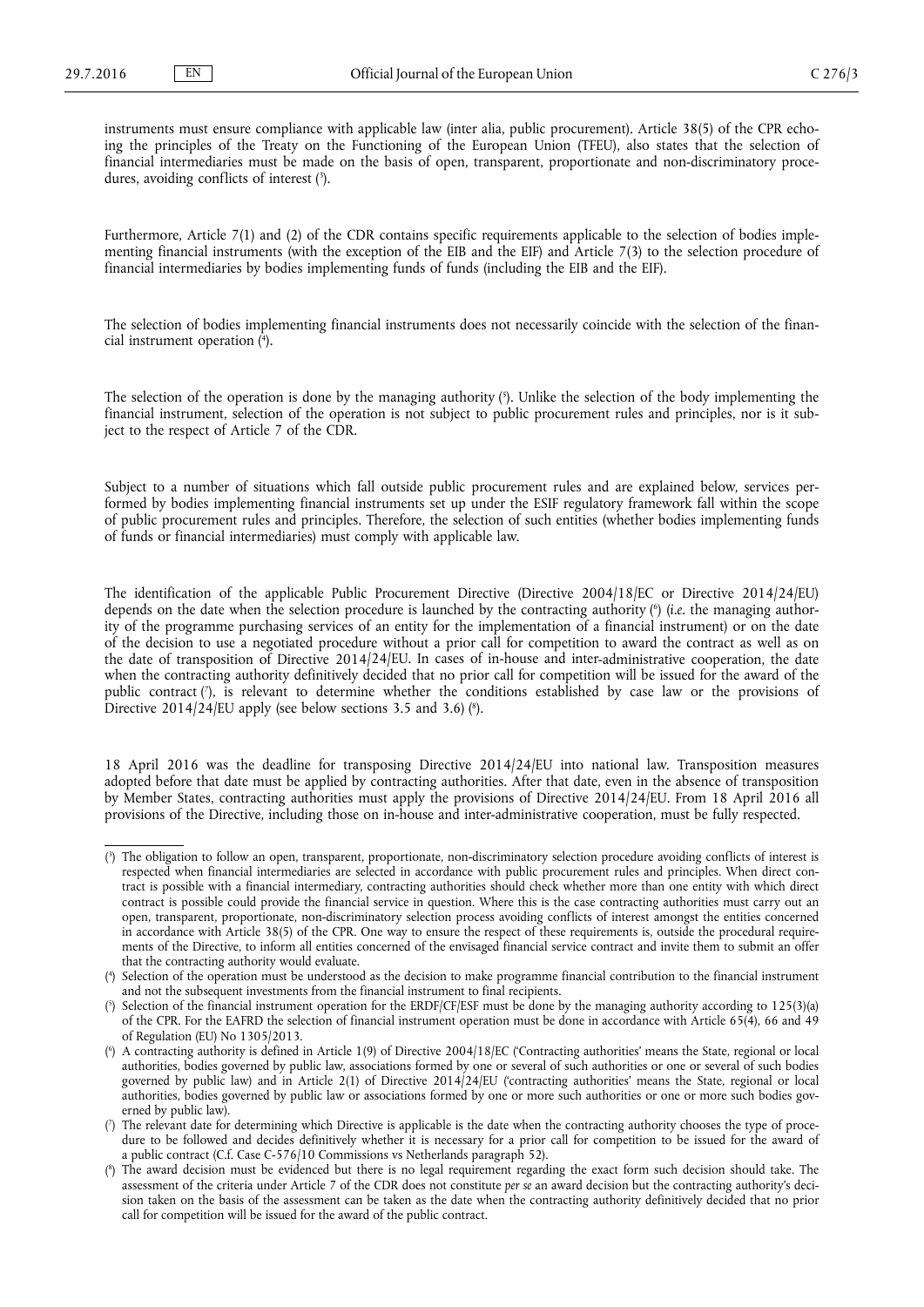instruments must ensure compliance with applicable law (inter alia, public procurement). Article 38(5) of the CPR echoing the principles of the Treaty on the Functioning of the European Union (TFEU), also states that the selection of financial intermediaries must be made on the basis of open, transparent, proportionate and non-discriminatory procedures, avoiding conflicts of interest [3].

Furthermore, Article 7(1) and (2) of the CDR contains specific requirements applicable to the selection of bodies implementing financial instruments (with the exception of the EIB and the EIF) and Article 7(3) to the selection procedure of financial intermediaries by bodies implementing funds of funds (including the EIB and the EIF).

The selection of bodies implementing financial instruments does not necessarily coincide with the selection of the financial instrument operation [4].

The selection of the operation is done by the managing authority [5]. Unlike the selection of the body implementing the financial instrument, selection of the operation is not subject to public procurement rules and principles, nor is it subject to the respect of Article 7 of the CDR.

Subject to a number of situations which fall outside public procurement rules and are explained below, services performed by bodies implementing financial instruments set up under the ESIF regulatory framework fall within the scope of public procurement rules and principles. Therefore, the selection of such entities (whether bodies implementing funds of funds or financial intermediaries) must comply with applicable law.

The identification of the applicable Public Procurement Directive (Directive 2004/18/EC or Directive 2014/24/EU) depends on the date when the selection procedure is launched by the contracting authority [6] (*i.e.* the managing authority of the programme purchasing services of an entity for the implementation of a financial instrument) or on the date of the decision to use a negotiated procedure without a prior call for competition to award the contract as well as on the date of transposition of Directive 2014/24/EU. In cases of in-house and inter-administrative cooperation, the date when the contracting authority definitively decided that no prior call for competition will be issued for the award of the public contract [7], is relevant to determine whether the conditions established by case law or the provisions of Directive 2014/24/EU apply (see below sections 3.5 and 3.6) [8].

18 April 2016 was the deadline for transposing Directive 2014/24/EU into national law. Transposition measures adopted before that date must be applied by contracting authorities. After that date, even in the absence of transposition by Member States, contracting authorities must apply the provisions of Directive 2014/24/EU. From 18 April 2016 all provisions of the Directive, including those on in-house and inter-administrative cooperation, must be fully respected.

---

[3] The obligation to follow an open, transparent, proportionate, non-discriminatory selection procedure avoiding conflicts of interest is respected when financial intermediaries are selected in accordance with public procurement rules and principles. When direct contract is possible with a financial intermediary, contracting authorities should check whether more than one entity with which direct contract is possible could provide the financial service in question. Where this is the case contracting authorities must carry out an open, transparent, proportionate, non-discriminatory selection process avoiding conflicts of interest amongst the entities concerned in accordance with Article 38(5) of the CPR. One way to ensure the respect of these requirements is, outside the procedural requirements of the Directive, to inform all entities concerned of the envisaged financial service contract and invite them to submit an offer that the contracting authority would evaluate.

[4] Selection of the operation must be understood as the decision to make programme financial contribution to the financial instrument and not the subsequent investments from the financial instrument to final recipients.

[5] Selection of the financial instrument operation for the ERDF/CF/ESF must be done by the managing authority according to 125(3)(a) of the CPR. For the EAFRD the selection of financial instrument operation must be done in accordance with Article 65(4), 66 and 49 of Regulation (EU) No 1305/2013.

[6] A contracting authority is defined in Article 1(9) of Directive 2004/18/EC ('Contracting authorities' means the State, regional or local authorities, bodies governed by public law, associations formed by one or several of such authorities or one or several of such bodies governed by public law) and in Article 2(1) of Directive 2014/24/EU ('contracting authorities' means the State, regional or local authorities, bodies governed by public law or associations formed by one or more such authorities or one or more such bodies governed by public law).

[7] The relevant date for determining which Directive is applicable is the date when the contracting authority chooses the type of procedure to be followed and decides definitively whether it is necessary for a prior call for competition to be issued for the award of a public contract (C.f. Case C-576/10 Commissions vs Netherlands paragraph 52).

[8] The award decision must be evidenced but there is no legal requirement regarding the exact form such decision should take. The assessment of the criteria under Article 7 of the CDR does not constitute *per se* an award decision but the contracting authority's decision taken on the basis of the assessment can be taken as the date when the contracting authority definitively decided that no prior call for competition will be issued for the award of the public contract.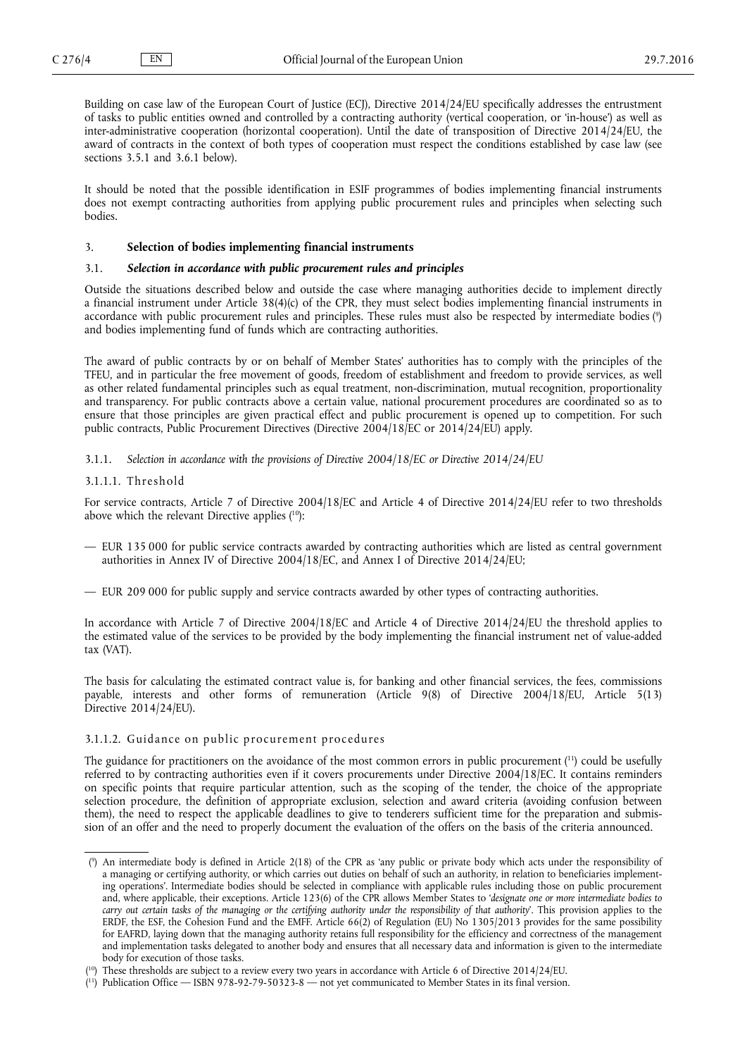Building on case law of the European Court of Justice (ECJ), Directive 2014/24/EU specifically addresses the entrustment of tasks to public entities owned and controlled by a contracting authority (vertical cooperation, or 'in-house') as well as inter-administrative cooperation (horizontal cooperation). Until the date of transposition of Directive 2014/24/EU, the award of contracts in the context of both types of cooperation must respect the conditions established by case law (see sections 3.5.1 and 3.6.1 below).

It should be noted that the possible identification in ESIF programmes of bodies implementing financial instruments does not exempt contracting authorities from applying public procurement rules and principles when selecting such bodies.

## 3. **Selection of bodies implementing financial instruments**

### 3.1. ***Selection in accordance with public procurement rules and principles***

Outside the situations described below and outside the case where managing authorities decide to implement directly a financial instrument under Article 38(4)(c) of the CPR, they must select bodies implementing financial instruments in accordance with public procurement rules and principles. These rules must also be respected by intermediate bodies [9] and bodies implementing fund of funds which are contracting authorities.

The award of public contracts by or on behalf of Member States' authorities has to comply with the principles of the TFEU, and in particular the free movement of goods, freedom of establishment and freedom to provide services, as well as other related fundamental principles such as equal treatment, non-discrimination, mutual recognition, proportionality and transparency. For public contracts above a certain value, national procurement procedures are coordinated so as to ensure that those principles are given practical effect and public procurement is opened up to competition. For such public contracts, Public Procurement Directives (Directive 2004/18/EC or 2014/24/EU) apply.

#### 3.1.1. *Selection in accordance with the provisions of Directive 2004/18/EC or Directive 2014/24/EU*

##### 3.1.1.1. Threshold

For service contracts, Article 7 of Directive 2004/18/EC and Article 4 of Directive 2014/24/EU refer to two thresholds above which the relevant Directive applies [10]:

— EUR 135 000 for public service contracts awarded by contracting authorities which are listed as central government authorities in Annex IV of Directive 2004/18/EC, and Annex I of Directive 2014/24/EU;

— EUR 209 000 for public supply and service contracts awarded by other types of contracting authorities.

In accordance with Article 7 of Directive 2004/18/EC and Article 4 of Directive 2014/24/EU the threshold applies to the estimated value of the services to be provided by the body implementing the financial instrument net of value-added tax (VAT).

The basis for calculating the estimated contract value is, for banking and other financial services, the fees, commissions payable, interests and other forms of remuneration (Article 9(8) of Directive 2004/18/EU, Article 5(13) Directive 2014/24/EU).

##### 3.1.1.2. Guidance on public procurement procedures

The guidance for practitioners on the avoidance of the most common errors in public procurement [11] could be usefully referred to by contracting authorities even if it covers procurements under Directive 2004/18/EC. It contains reminders on specific points that require particular attention, such as the scoping of the tender, the choice of the appropriate selection procedure, the definition of appropriate exclusion, selection and award criteria (avoiding confusion between them), the need to respect the applicable deadlines to give to tenderers sufficient time for the preparation and submission of an offer and the need to properly document the evaluation of the offers on the basis of the criteria announced.

---

[9] An intermediate body is defined in Article 2(18) of the CPR as 'any public or private body which acts under the responsibility of a managing or certifying authority, or which carries out duties on behalf of such an authority, in relation to beneficiaries implementing operations'. Intermediate bodies should be selected in compliance with applicable rules including those on public procurement and, where applicable, their exceptions. Article 123(6) of the CPR allows Member States to '*designate one or more intermediate bodies to carry out certain tasks of the managing or the certifying authority under the responsibility of that authority*'. This provision applies to the ERDF, the ESF, the Cohesion Fund and the EMFF. Article 66(2) of Regulation (EU) No 1305/2013 provides for the same possibility for EAFRD, laying down that the managing authority retains full responsibility for the efficiency and correctness of the management and implementation tasks delegated to another body and ensures that all necessary data and information is given to the intermediate body for execution of those tasks.

[10] These thresholds are subject to a review every two years in accordance with Article 6 of Directive 2014/24/EU.

[11] Publication Office — ISBN 978-92-79-50323-8 — not yet communicated to Member States in its final version.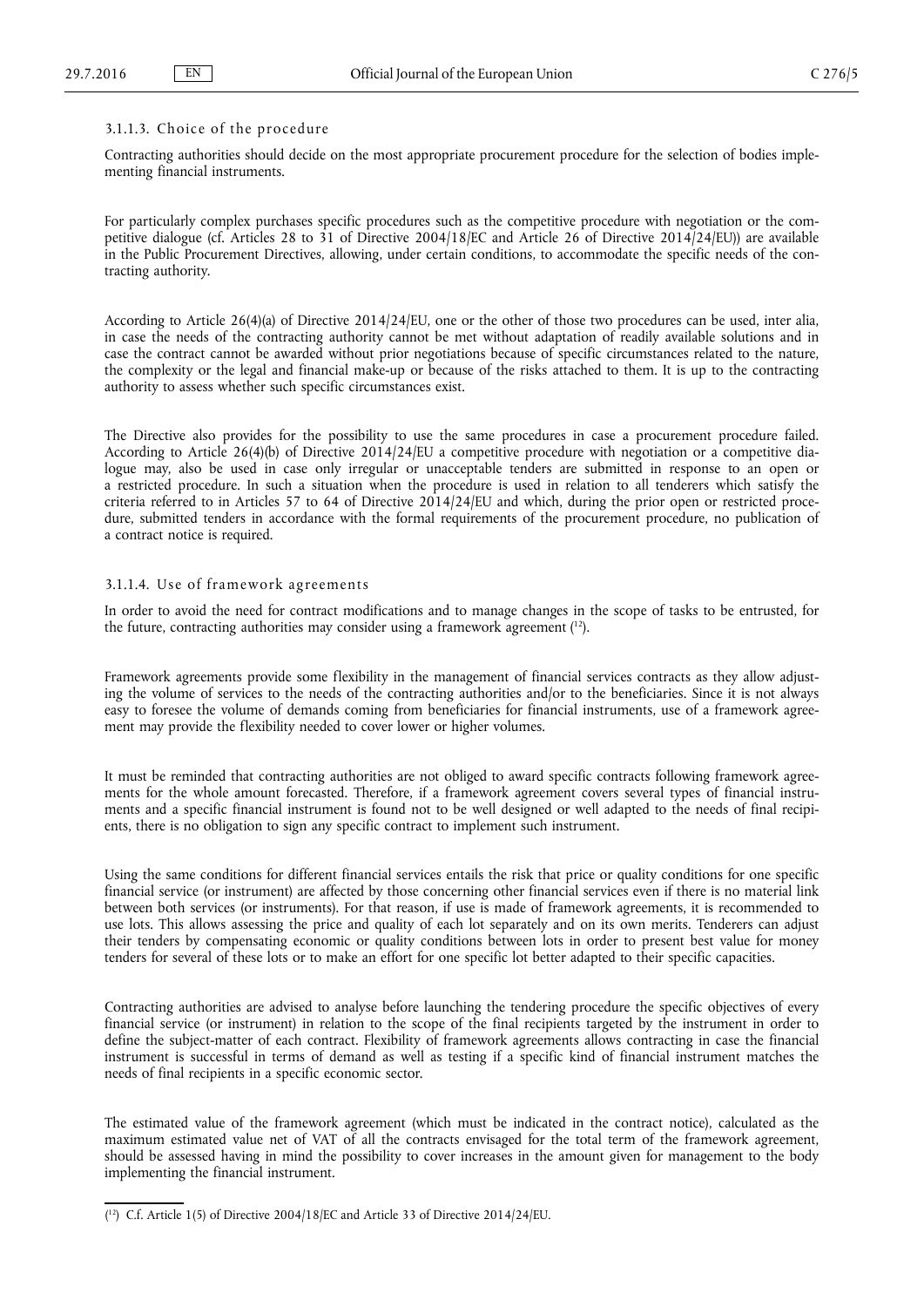#### 3.1.1.3. Choice of the procedure

Contracting authorities should decide on the most appropriate procurement procedure for the selection of bodies implementing financial instruments.

For particularly complex purchases specific procedures such as the competitive procedure with negotiation or the competitive dialogue (cf. Articles 28 to 31 of Directive 2004/18/EC and Article 26 of Directive 2014/24/EU)) are available in the Public Procurement Directives, allowing, under certain conditions, to accommodate the specific needs of the contracting authority.

According to Article 26(4)(a) of Directive 2014/24/EU, one or the other of those two procedures can be used, inter alia, in case the needs of the contracting authority cannot be met without adaptation of readily available solutions and in case the contract cannot be awarded without prior negotiations because of specific circumstances related to the nature, the complexity or the legal and financial make-up or because of the risks attached to them. It is up to the contracting authority to assess whether such specific circumstances exist.

The Directive also provides for the possibility to use the same procedures in case a procurement procedure failed. According to Article 26(4)(b) of Directive 2014/24/EU a competitive procedure with negotiation or a competitive dialogue may, also be used in case only irregular or unacceptable tenders are submitted in response to an open or a restricted procedure. In such a situation when the procedure is used in relation to all tenderers which satisfy the criteria referred to in Articles 57 to 64 of Directive 2014/24/EU and which, during the prior open or restricted procedure, submitted tenders in accordance with the formal requirements of the procurement procedure, no publication of a contract notice is required.

#### 3.1.1.4. Use of framework agreements

In order to avoid the need for contract modifications and to manage changes in the scope of tasks to be entrusted, for the future, contracting authorities may consider using a framework agreement [12].

Framework agreements provide some flexibility in the management of financial services contracts as they allow adjusting the volume of services to the needs of the contracting authorities and/or to the beneficiaries. Since it is not always easy to foresee the volume of demands coming from beneficiaries for financial instruments, use of a framework agreement may provide the flexibility needed to cover lower or higher volumes.

It must be reminded that contracting authorities are not obliged to award specific contracts following framework agreements for the whole amount forecasted. Therefore, if a framework agreement covers several types of financial instruments and a specific financial instrument is found not to be well designed or well adapted to the needs of final recipients, there is no obligation to sign any specific contract to implement such instrument.

Using the same conditions for different financial services entails the risk that price or quality conditions for one specific financial service (or instrument) are affected by those concerning other financial services even if there is no material link between both services (or instruments). For that reason, if use is made of framework agreements, it is recommended to use lots. This allows assessing the price and quality of each lot separately and on its own merits. Tenderers can adjust their tenders by compensating economic or quality conditions between lots in order to present best value for money tenders for several of these lots or to make an effort for one specific lot better adapted to their specific capacities.

Contracting authorities are advised to analyse before launching the tendering procedure the specific objectives of every financial service (or instrument) in relation to the scope of the final recipients targeted by the instrument in order to define the subject-matter of each contract. Flexibility of framework agreements allows contracting in case the financial instrument is successful in terms of demand as well as testing if a specific kind of financial instrument matches the needs of final recipients in a specific economic sector.

The estimated value of the framework agreement (which must be indicated in the contract notice), calculated as the maximum estimated value net of VAT of all the contracts envisaged for the total term of the framework agreement, should be assessed having in mind the possibility to cover increases in the amount given for management to the body implementing the financial instrument.

---

[12] C.f. Article 1(5) of Directive 2004/18/EC and Article 33 of Directive 2014/24/EU.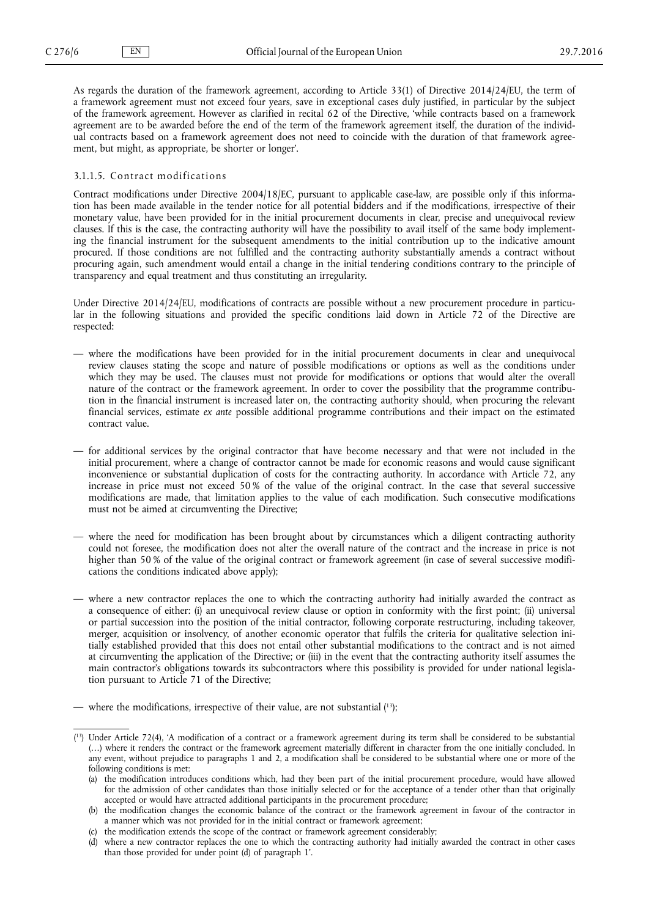As regards the duration of the framework agreement, according to Article 33(1) of Directive 2014/24/EU, the term of a framework agreement must not exceed four years, save in exceptional cases duly justified, in particular by the subject of the framework agreement. However as clarified in recital 62 of the Directive, 'while contracts based on a framework agreement are to be awarded before the end of the term of the framework agreement itself, the duration of the individual contracts based on a framework agreement does not need to coincide with the duration of that framework agreement, but might, as appropriate, be shorter or longer'.

#### 3.1.1.5. Contract modifications

Contract modifications under Directive 2004/18/EC, pursuant to applicable case-law, are possible only if this information has been made available in the tender notice for all potential bidders and if the modifications, irrespective of their monetary value, have been provided for in the initial procurement documents in clear, precise and unequivocal review clauses. If this is the case, the contracting authority will have the possibility to avail itself of the same body implementing the financial instrument for the subsequent amendments to the initial contribution up to the indicative amount procured. If those conditions are not fulfilled and the contracting authority substantially amends a contract without procuring again, such amendment would entail a change in the initial tendering conditions contrary to the principle of transparency and equal treatment and thus constituting an irregularity.

Under Directive 2014/24/EU, modifications of contracts are possible without a new procurement procedure in particular in the following situations and provided the specific conditions laid down in Article 72 of the Directive are respected:

— where the modifications have been provided for in the initial procurement documents in clear and unequivocal review clauses stating the scope and nature of possible modifications or options as well as the conditions under which they may be used. The clauses must not provide for modifications or options that would alter the overall nature of the contract or the framework agreement. In order to cover the possibility that the programme contribution in the financial instrument is increased later on, the contracting authority should, when procuring the relevant financial services, estimate *ex ante* possible additional programme contributions and their impact on the estimated contract value.

— for additional services by the original contractor that have become necessary and that were not included in the initial procurement, where a change of contractor cannot be made for economic reasons and would cause significant inconvenience or substantial duplication of costs for the contracting authority. In accordance with Article 72, any increase in price must not exceed 50 % of the value of the original contract. In the case that several successive modifications are made, that limitation applies to the value of each modification. Such consecutive modifications must not be aimed at circumventing the Directive;

— where the need for modification has been brought about by circumstances which a diligent contracting authority could not foresee, the modification does not alter the overall nature of the contract and the increase in price is not higher than 50 % of the value of the original contract or framework agreement (in case of several successive modifications the conditions indicated above apply);

— where a new contractor replaces the one to which the contracting authority had initially awarded the contract as a consequence of either: (i) an unequivocal review clause or option in conformity with the first point; (ii) universal or partial succession into the position of the initial contractor, following corporate restructuring, including takeover, merger, acquisition or insolvency, of another economic operator that fulfils the criteria for qualitative selection initially established provided that this does not entail other substantial modifications to the contract and is not aimed at circumventing the application of the Directive; or (iii) in the event that the contracting authority itself assumes the main contractor's obligations towards its subcontractors where this possibility is provided for under national legislation pursuant to Article 71 of the Directive;

— where the modifications, irrespective of their value, are not substantial [13];

---

[13] Under Article 72(4), 'A modification of a contract or a framework agreement during its term shall be considered to be substantial (…) where it renders the contract or the framework agreement materially different in character from the one initially concluded. In any event, without prejudice to paragraphs 1 and 2, a modification shall be considered to be substantial where one or more of the following conditions is met:

(a) the modification introduces conditions which, had they been part of the initial procurement procedure, would have allowed for the admission of other candidates than those initially selected or for the acceptance of a tender other than that originally accepted or would have attracted additional participants in the procurement procedure;

(b) the modification changes the economic balance of the contract or the framework agreement in favour of the contractor in a manner which was not provided for in the initial contract or framework agreement;

(c) the modification extends the scope of the contract or framework agreement considerably;

(d) where a new contractor replaces the one to which the contracting authority had initially awarded the contract in other cases than those provided for under point (d) of paragraph 1'.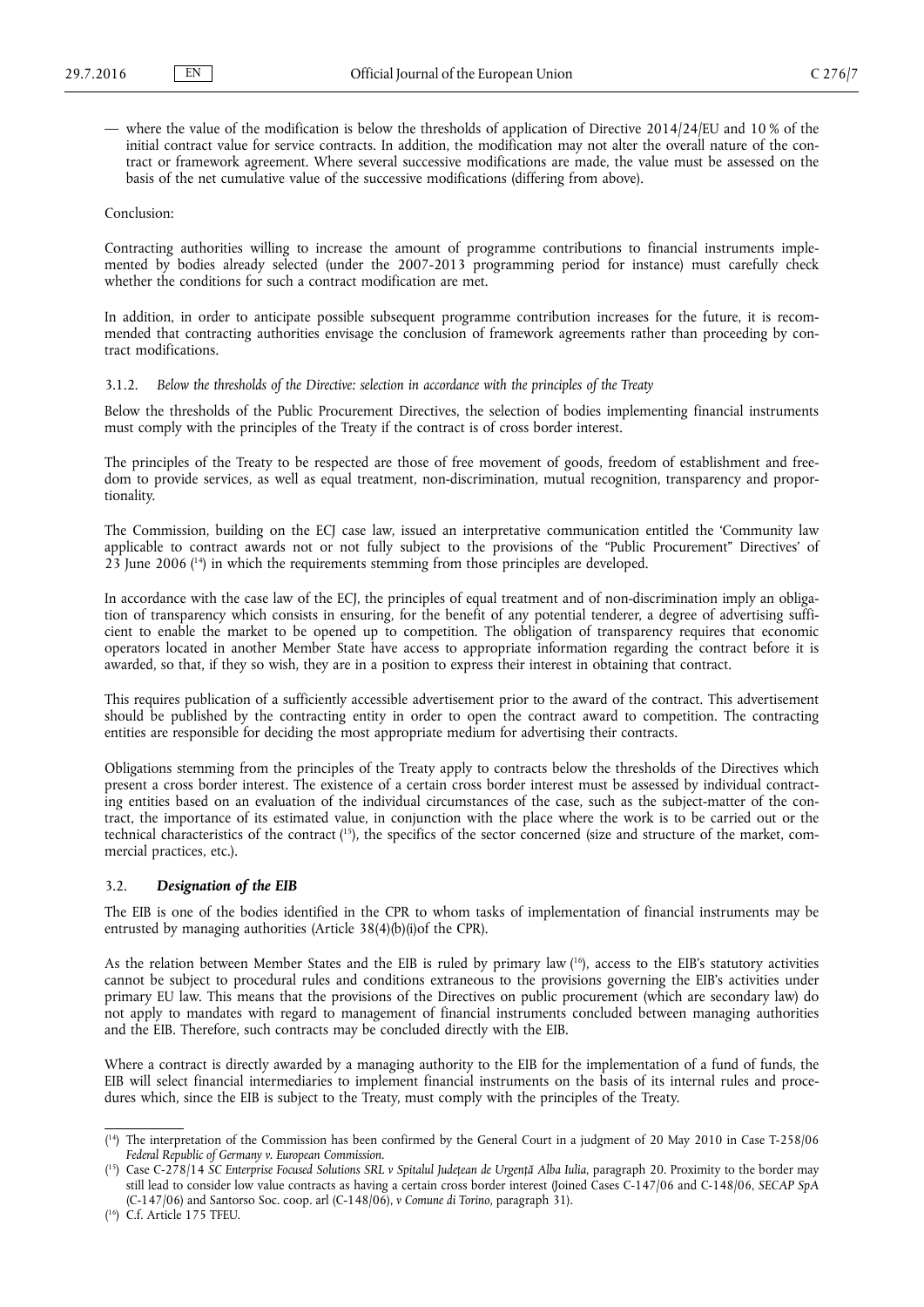— where the value of the modification is below the thresholds of application of Directive 2014/24/EU and 10 % of the initial contract value for service contracts. In addition, the modification may not alter the overall nature of the contract or framework agreement. Where several successive modifications are made, the value must be assessed on the basis of the net cumulative value of the successive modifications (differing from above).

Conclusion:

Contracting authorities willing to increase the amount of programme contributions to financial instruments implemented by bodies already selected (under the 2007-2013 programming period for instance) must carefully check whether the conditions for such a contract modification are met.

In addition, in order to anticipate possible subsequent programme contribution increases for the future, it is recommended that contracting authorities envisage the conclusion of framework agreements rather than proceeding by contract modifications.

#### 3.1.2. *Below the thresholds of the Directive: selection in accordance with the principles of the Treaty*

Below the thresholds of the Public Procurement Directives, the selection of bodies implementing financial instruments must comply with the principles of the Treaty if the contract is of cross border interest.

The principles of the Treaty to be respected are those of free movement of goods, freedom of establishment and freedom to provide services, as well as equal treatment, non-discrimination, mutual recognition, transparency and proportionality.

The Commission, building on the ECJ case law, issued an interpretative communication entitled the 'Community law applicable to contract awards not or not fully subject to the provisions of the "Public Procurement" Directives' of 23 June 2006 [14] in which the requirements stemming from those principles are developed.

In accordance with the case law of the ECJ, the principles of equal treatment and of non-discrimination imply an obligation of transparency which consists in ensuring, for the benefit of any potential tenderer, a degree of advertising sufficient to enable the market to be opened up to competition. The obligation of transparency requires that economic operators located in another Member State have access to appropriate information regarding the contract before it is awarded, so that, if they so wish, they are in a position to express their interest in obtaining that contract.

This requires publication of a sufficiently accessible advertisement prior to the award of the contract. This advertisement should be published by the contracting entity in order to open the contract award to competition. The contracting entities are responsible for deciding the most appropriate medium for advertising their contracts.

Obligations stemming from the principles of the Treaty apply to contracts below the thresholds of the Directives which present a cross border interest. The existence of a certain cross border interest must be assessed by individual contracting entities based on an evaluation of the individual circumstances of the case, such as the subject-matter of the contract, the importance of its estimated value, in conjunction with the place where the work is to be carried out or the technical characteristics of the contract [15], the specifics of the sector concerned (size and structure of the market, commercial practices, etc.).

### 3.2. ***Designation of the EIB***

The EIB is one of the bodies identified in the CPR to whom tasks of implementation of financial instruments may be entrusted by managing authorities (Article 38(4)(b)(i)of the CPR).

As the relation between Member States and the EIB is ruled by primary law [16], access to the EIB's statutory activities cannot be subject to procedural rules and conditions extraneous to the provisions governing the EIB's activities under primary EU law. This means that the provisions of the Directives on public procurement (which are secondary law) do not apply to mandates with regard to management of financial instruments concluded between managing authorities and the EIB. Therefore, such contracts may be concluded directly with the EIB.

Where a contract is directly awarded by a managing authority to the EIB for the implementation of a fund of funds, the EIB will select financial intermediaries to implement financial instruments on the basis of its internal rules and procedures which, since the EIB is subject to the Treaty, must comply with the principles of the Treaty.

---

[14] The interpretation of the Commission has been confirmed by the General Court in a judgment of 20 May 2010 in Case T-258/06 *Federal Republic of Germany v. European Commission*.

[15] Case C-278/14 *SC Enterprise Focused Solutions SRL v Spitalul Județean de Urgență Alba Iulia*, paragraph 20. Proximity to the border may still lead to consider low value contracts as having a certain cross border interest (Joined Cases C-147/06 and C-148/06, *SECAP SpA* (C-147/06) and Santorso Soc. coop. arl (C-148/06), *v Comune di Torino*, paragraph 31).

[16] C.f. Article 175 TFEU.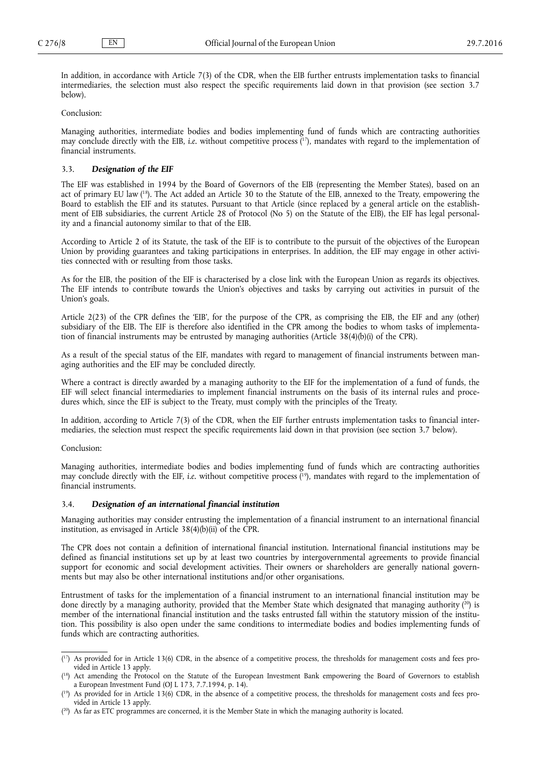In addition, in accordance with Article 7(3) of the CDR, when the EIB further entrusts implementation tasks to financial intermediaries, the selection must also respect the specific requirements laid down in that provision (see section 3.7 below).

Conclusion:

Managing authorities, intermediate bodies and bodies implementing fund of funds which are contracting authorities may conclude directly with the EIB, *i.e.* without competitive process [17], mandates with regard to the implementation of financial instruments.

### 3.3. *Designation of the EIF*

The EIF was established in 1994 by the Board of Governors of the EIB (representing the Member States), based on an act of primary EU law [18]. The Act added an Article 30 to the Statute of the EIB, annexed to the Treaty, empowering the Board to establish the EIF and its statutes. Pursuant to that Article (since replaced by a general article on the establishment of EIB subsidiaries, the current Article 28 of Protocol (No 5) on the Statute of the EIB), the EIF has legal personality and a financial autonomy similar to that of the EIB.

According to Article 2 of its Statute, the task of the EIF is to contribute to the pursuit of the objectives of the European Union by providing guarantees and taking participations in enterprises. In addition, the EIF may engage in other activities connected with or resulting from those tasks.

As for the EIB, the position of the EIF is characterised by a close link with the European Union as regards its objectives. The EIF intends to contribute towards the Union's objectives and tasks by carrying out activities in pursuit of the Union's goals.

Article 2(23) of the CPR defines the 'EIB', for the purpose of the CPR, as comprising the EIB, the EIF and any (other) subsidiary of the EIB. The EIF is therefore also identified in the CPR among the bodies to whom tasks of implementation of financial instruments may be entrusted by managing authorities (Article 38(4)(b)(i) of the CPR).

As a result of the special status of the EIF, mandates with regard to management of financial instruments between managing authorities and the EIF may be concluded directly.

Where a contract is directly awarded by a managing authority to the EIF for the implementation of a fund of funds, the EIF will select financial intermediaries to implement financial instruments on the basis of its internal rules and procedures which, since the EIF is subject to the Treaty, must comply with the principles of the Treaty.

In addition, according to Article 7(3) of the CDR, when the EIF further entrusts implementation tasks to financial intermediaries, the selection must respect the specific requirements laid down in that provision (see section 3.7 below).

Conclusion:

Managing authorities, intermediate bodies and bodies implementing fund of funds which are contracting authorities may conclude directly with the EIF, *i.e.* without competitive process [19], mandates with regard to the implementation of financial instruments.

### 3.4. *Designation of an international financial institution*

Managing authorities may consider entrusting the implementation of a financial instrument to an international financial institution, as envisaged in Article 38(4)(b)(ii) of the CPR.

The CPR does not contain a definition of international financial institution. International financial institutions may be defined as financial institutions set up by at least two countries by intergovernmental agreements to provide financial support for economic and social development activities. Their owners or shareholders are generally national governments but may also be other international institutions and/or other organisations.

Entrustment of tasks for the implementation of a financial instrument to an international financial institution may be done directly by a managing authority, provided that the Member State which designated that managing authority [20] is member of the international financial institution and the tasks entrusted fall within the statutory mission of the institution. This possibility is also open under the same conditions to intermediate bodies and bodies implementing funds of funds which are contracting authorities.

---

[17] As provided for in Article 13(6) CDR, in the absence of a competitive process, the thresholds for management costs and fees provided in Article 13 apply.

[18] Act amending the Protocol on the Statute of the European Investment Bank empowering the Board of Governors to establish a European Investment Fund (OJ L 173, 7.7.1994, p. 14).

[19] As provided for in Article 13(6) CDR, in the absence of a competitive process, the thresholds for management costs and fees provided in Article 13 apply.

[20] As far as ETC programmes are concerned, it is the Member State in which the managing authority is located.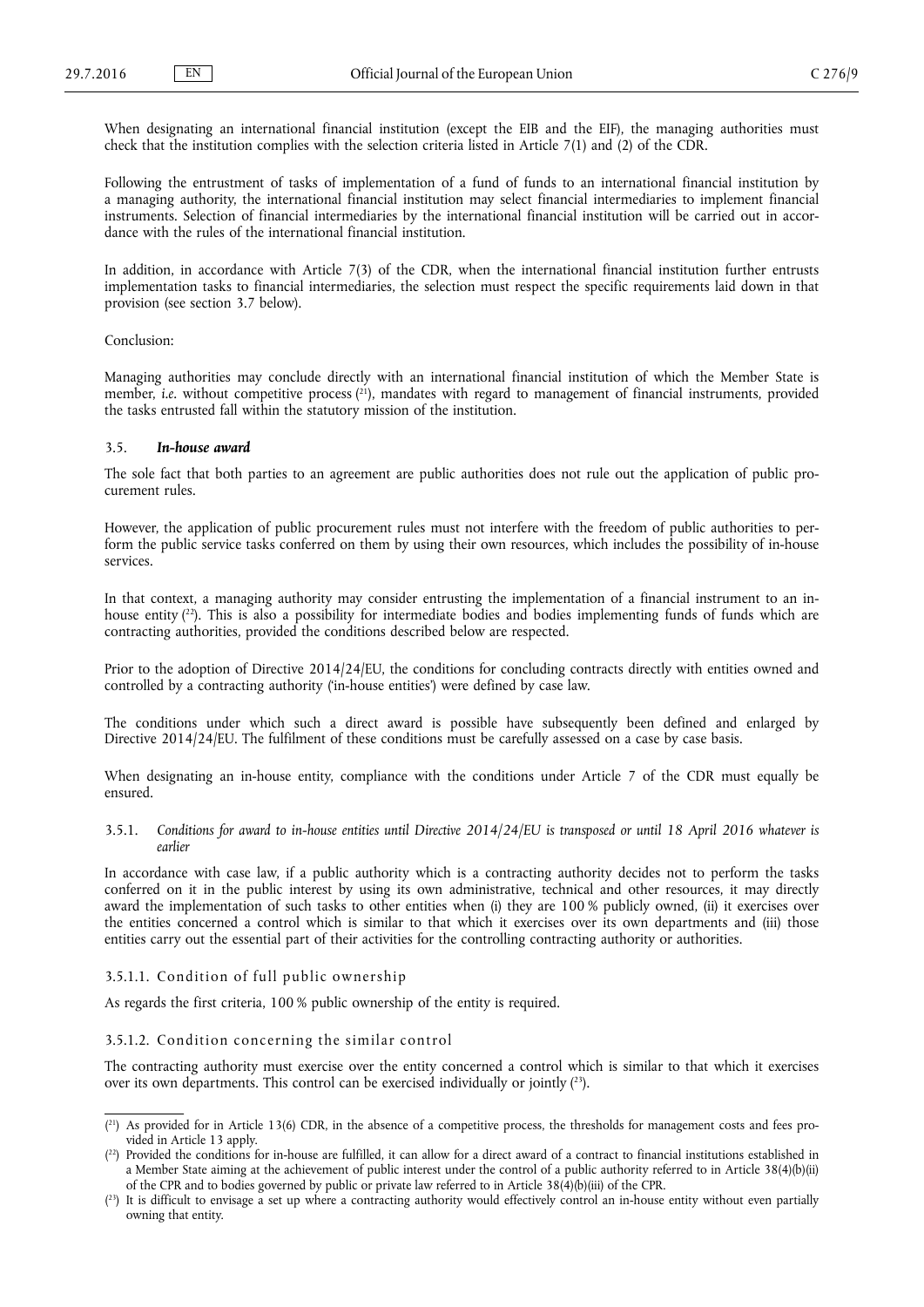When designating an international financial institution (except the EIB and the EIF), the managing authorities must check that the institution complies with the selection criteria listed in Article 7(1) and (2) of the CDR.

Following the entrustment of tasks of implementation of a fund of funds to an international financial institution by a managing authority, the international financial institution may select financial intermediaries to implement financial instruments. Selection of financial intermediaries by the international financial institution will be carried out in accordance with the rules of the international financial institution.

In addition, in accordance with Article 7(3) of the CDR, when the international financial institution further entrusts implementation tasks to financial intermediaries, the selection must respect the specific requirements laid down in that provision (see section 3.7 below).

Conclusion:

Managing authorities may conclude directly with an international financial institution of which the Member State is member, *i.e.* without competitive process [21], mandates with regard to management of financial instruments, provided the tasks entrusted fall within the statutory mission of the institution.

### 3.5. *In-house award*

The sole fact that both parties to an agreement are public authorities does not rule out the application of public procurement rules.

However, the application of public procurement rules must not interfere with the freedom of public authorities to perform the public service tasks conferred on them by using their own resources, which includes the possibility of in-house services.

In that context, a managing authority may consider entrusting the implementation of a financial instrument to an in-house entity [22]. This is also a possibility for intermediate bodies and bodies implementing funds of funds which are contracting authorities, provided the conditions described below are respected.

Prior to the adoption of Directive 2014/24/EU, the conditions for concluding contracts directly with entities owned and controlled by a contracting authority ('in-house entities') were defined by case law.

The conditions under which such a direct award is possible have subsequently been defined and enlarged by Directive 2014/24/EU. The fulfilment of these conditions must be carefully assessed on a case by case basis.

When designating an in-house entity, compliance with the conditions under Article 7 of the CDR must equally be ensured.

#### 3.5.1. *Conditions for award to in-house entities until Directive 2014/24/EU is transposed or until 18 April 2016 whatever is earlier*

In accordance with case law, if a public authority which is a contracting authority decides not to perform the tasks conferred on it in the public interest by using its own administrative, technical and other resources, it may directly award the implementation of such tasks to other entities when (i) they are 100 % publicly owned, (ii) it exercises over the entities concerned a control which is similar to that which it exercises over its own departments and (iii) those entities carry out the essential part of their activities for the controlling contracting authority or authorities.

##### 3.5.1.1. Condition of full public ownership

As regards the first criteria, 100 % public ownership of the entity is required.

##### 3.5.1.2. Condition concerning the similar control

The contracting authority must exercise over the entity concerned a control which is similar to that which it exercises over its own departments. This control can be exercised individually or jointly [23].

---

(21) As provided for in Article 13(6) CDR, in the absence of a competitive process, the thresholds for management costs and fees provided in Article 13 apply.

(22) Provided the conditions for in-house are fulfilled, it can allow for a direct award of a contract to financial institutions established in a Member State aiming at the achievement of public interest under the control of a public authority referred to in Article 38(4)(b)(ii) of the CPR and to bodies governed by public or private law referred to in Article 38(4)(b)(iii) of the CPR.

(23) It is difficult to envisage a set up where a contracting authority would effectively control an in-house entity without even partially owning that entity.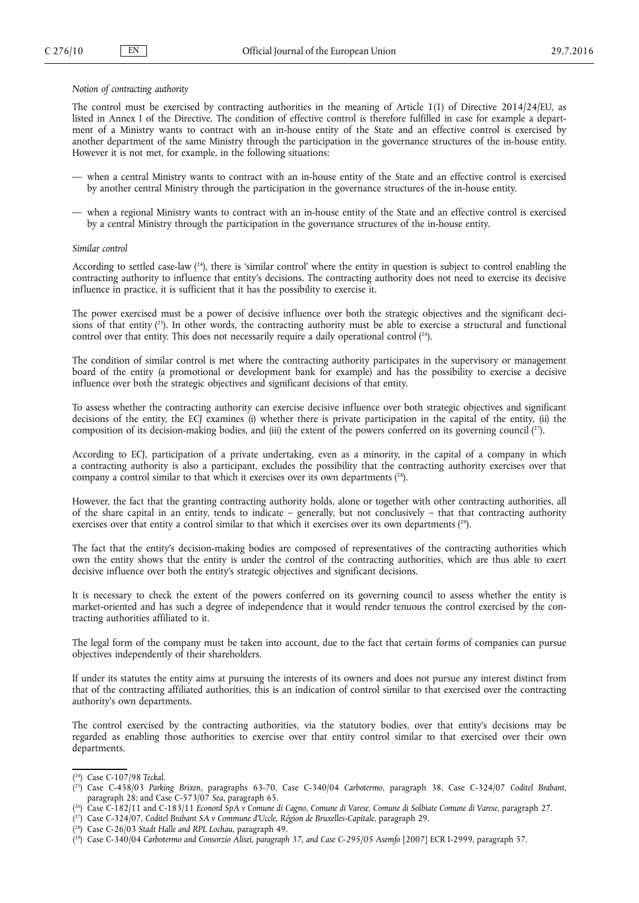*Notion of contracting authority*

The control must be exercised by contracting authorities in the meaning of Article 1(1) of Directive 2014/24/EU, as listed in Annex I of the Directive. The condition of effective control is therefore fulfilled in case for example a department of a Ministry wants to contract with an in-house entity of the State and an effective control is exercised by another department of the same Ministry through the participation in the governance structures of the in-house entity. However it is not met, for example, in the following situations:

— when a central Ministry wants to contract with an in-house entity of the State and an effective control is exercised by another central Ministry through the participation in the governance structures of the in-house entity.

— when a regional Ministry wants to contract with an in-house entity of the State and an effective control is exercised by a central Ministry through the participation in the governance structures of the in-house entity.

*Similar control*

According to settled case-law ([24]), there is 'similar control' where the entity in question is subject to control enabling the contracting authority to influence that entity's decisions. The contracting authority does not need to exercise its decisive influence in practice, it is sufficient that it has the possibility to exercise it.

The power exercised must be a power of decisive influence over both the strategic objectives and the significant decisions of that entity ([25]). In other words, the contracting authority must be able to exercise a structural and functional control over that entity. This does not necessarily require a daily operational control ([26]).

The condition of similar control is met where the contracting authority participates in the supervisory or management board of the entity (a promotional or development bank for example) and has the possibility to exercise a decisive influence over both the strategic objectives and significant decisions of that entity.

To assess whether the contracting authority can exercise decisive influence over both strategic objectives and significant decisions of the entity, the ECJ examines (i) whether there is private participation in the capital of the entity, (ii) the composition of its decision-making bodies, and (iii) the extent of the powers conferred on its governing council ([27]).

According to ECJ, participation of a private undertaking, even as a minority, in the capital of a company in which a contracting authority is also a participant, excludes the possibility that the contracting authority exercises over that company a control similar to that which it exercises over its own departments ([28]).

However, the fact that the granting contracting authority holds, alone or together with other contracting authorities, all of the share capital in an entity, tends to indicate – generally, but not conclusively – that that contracting authority exercises over that entity a control similar to that which it exercises over its own departments ([29]).

The fact that the entity's decision-making bodies are composed of representatives of the contracting authorities which own the entity shows that the entity is under the control of the contracting authorities, which are thus able to exert decisive influence over both the entity's strategic objectives and significant decisions.

It is necessary to check the extent of the powers conferred on its governing council to assess whether the entity is market-oriented and has such a degree of independence that it would render tenuous the control exercised by the contracting authorities affiliated to it.

The legal form of the company must be taken into account, due to the fact that certain forms of companies can pursue objectives independently of their shareholders.

If under its statutes the entity aims at pursuing the interests of its owners and does not pursue any interest distinct from that of the contracting affiliated authorities, this is an indication of control similar to that exercised over the contracting authority's own departments.

The control exercised by the contracting authorities, via the statutory bodies, over that entity's decisions may be regarded as enabling those authorities to exercise over that entity control similar to that exercised over their own departments.

---

([24]) Case C-107/98 *Teckal*.

([25]) Case C-458/03 *Parking Brixen*, paragraphs 63-70, Case C-340/04 *Carbotermo*, paragraph 38, Case C-324/07 *Coditel Brabant*, paragraph 28; and Case C-573/07 *Sea*, paragraph 65.

([26]) Case C-182/11 and C-183/11 *Econord SpA v Comune di Cagno, Comune di Varese, Comune di Solbiate Comune di Varese*, paragraph 27.

([27]) Case C-324/07, *Coditel Brabant SA v Commune d'Uccle, Région de Bruxelles-Capitale*, paragraph 29.

([28]) Case C-26/03 *Stadt Halle and RPL Lochau*, paragraph 49.

([29]) Case C-340/04 *Carbotermo and Consorzio Alisei, paragraph 37, and Case C-295/05 Asemfo* [2007] ECR I-2999, paragraph 57.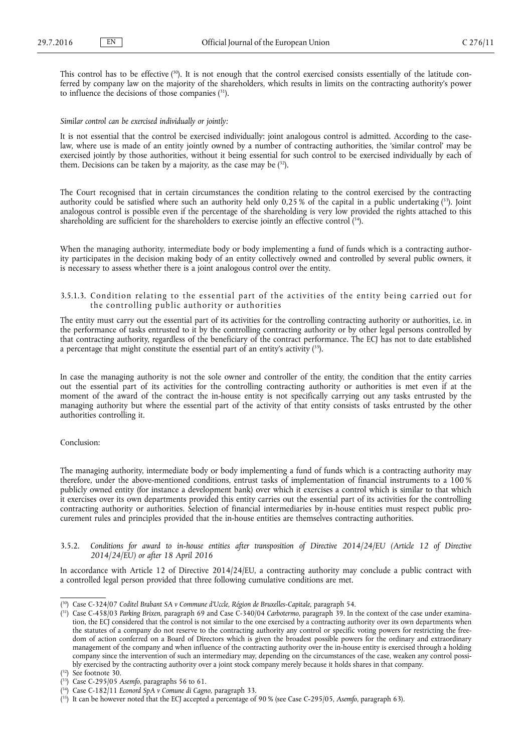This control has to be effective [30]. It is not enough that the control exercised consists essentially of the latitude conferred by company law on the majority of the shareholders, which results in limits on the contracting authority's power to influence the decisions of those companies [31].

*Similar control can be exercised individually or jointly:*

It is not essential that the control be exercised individually: joint analogous control is admitted. According to the case-law, where use is made of an entity jointly owned by a number of contracting authorities, the 'similar control' may be exercised jointly by those authorities, without it being essential for such control to be exercised individually by each of them. Decisions can be taken by a majority, as the case may be [32].

The Court recognised that in certain circumstances the condition relating to the control exercised by the contracting authority could be satisfied where such an authority held only 0,25 % of the capital in a public undertaking [33]. Joint analogous control is possible even if the percentage of the shareholding is very low provided the rights attached to this shareholding are sufficient for the shareholders to exercise jointly an effective control [34].

When the managing authority, intermediate body or body implementing a fund of funds which is a contracting authority participates in the decision making body of an entity collectively owned and controlled by several public owners, it is necessary to assess whether there is a joint analogous control over the entity.

#### 3.5.1.3. Condition relating to the essential part of the activities of the entity being carried out for the controlling public authority or authorities

The entity must carry out the essential part of its activities for the controlling contracting authority or authorities, i.e. in the performance of tasks entrusted to it by the controlling contracting authority or by other legal persons controlled by that contracting authority, regardless of the beneficiary of the contract performance. The ECJ has not to date established a percentage that might constitute the essential part of an entity's activity [35].

In case the managing authority is not the sole owner and controller of the entity, the condition that the entity carries out the essential part of its activities for the controlling contracting authority or authorities is met even if at the moment of the award of the contract the in-house entity is not specifically carrying out any tasks entrusted by the managing authority but where the essential part of the activity of that entity consists of tasks entrusted by the other authorities controlling it.

Conclusion:

The managing authority, intermediate body or body implementing a fund of funds which is a contracting authority may therefore, under the above-mentioned conditions, entrust tasks of implementation of financial instruments to a 100 % publicly owned entity (for instance a development bank) over which it exercises a control which is similar to that which it exercises over its own departments provided this entity carries out the essential part of its activities for the controlling contracting authority or authorities. Selection of financial intermediaries by in-house entities must respect public procurement rules and principles provided that the in-house entities are themselves contracting authorities.

### 3.5.2. *Conditions for award to in-house entities after transposition of Directive 2014/24/EU (Article 12 of Directive 2014/24/EU) or after 18 April 2016*

In accordance with Article 12 of Directive 2014/24/EU, a contracting authority may conclude a public contract with a controlled legal person provided that three following cumulative conditions are met.

---

[30] Case C-324/07 *Coditel Brabant SA v Commune d'Uccle, Région de Bruxelles-Capitale*, paragraph 54.

[31] Case C-458/03 *Parking Brixen*, paragraph 69 and Case C-340/04 *Carbotermo*, paragraph 39. In the context of the case under examination, the ECJ considered that the control is not similar to the one exercised by a contracting authority over its own departments when the statutes of a company do not reserve to the contracting authority any control or specific voting powers for restricting the freedom of action conferred on a Board of Directors which is given the broadest possible powers for the ordinary and extraordinary management of the company and when influence of the contracting authority over the in-house entity is exercised through a holding company since the intervention of such an intermediary may, depending on the circumstances of the case, weaken any control possibly exercised by the contracting authority over a joint stock company merely because it holds shares in that company.

[32] See footnote 30.

[33] Case C-295/05 *Asemfo*, paragraphs 56 to 61.

[34] Case C-182/11 *Econord SpA v Comune di Cagno*, paragraph 33.

[35] It can be however noted that the ECJ accepted a percentage of 90 % (see Case C-295/05, *Asemfo*, paragraph 63).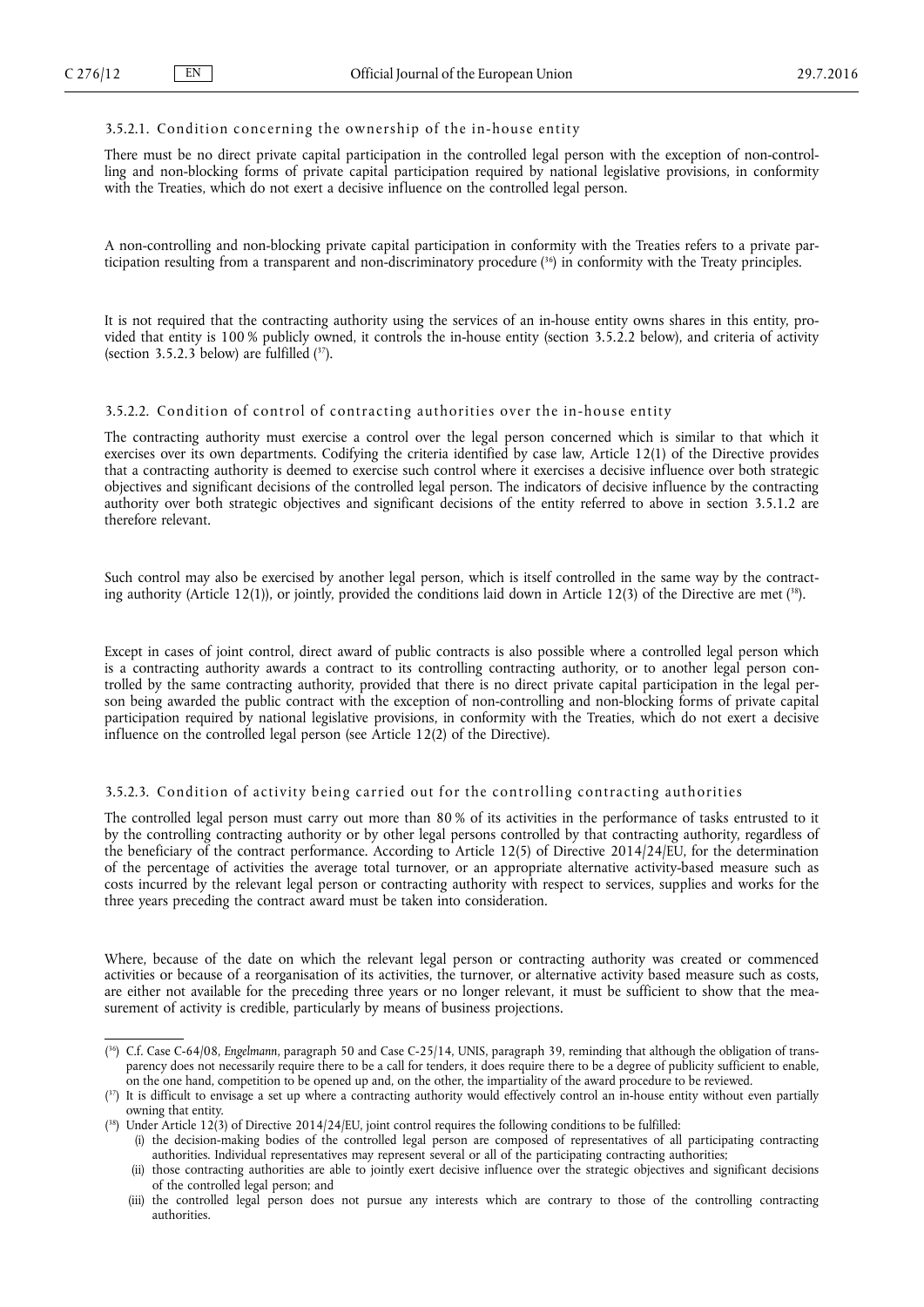#### 3.5.2.1. Condition concerning the ownership of the in-house entity

There must be no direct private capital participation in the controlled legal person with the exception of non-controlling and non-blocking forms of private capital participation required by national legislative provisions, in conformity with the Treaties, which do not exert a decisive influence on the controlled legal person.

A non-controlling and non-blocking private capital participation in conformity with the Treaties refers to a private participation resulting from a transparent and non-discriminatory procedure [36] in conformity with the Treaty principles.

It is not required that the contracting authority using the services of an in-house entity owns shares in this entity, provided that entity is 100 % publicly owned, it controls the in-house entity (section 3.5.2.2 below), and criteria of activity (section 3.5.2.3 below) are fulfilled [37].

#### 3.5.2.2. Condition of control of contracting authorities over the in-house entity

The contracting authority must exercise a control over the legal person concerned which is similar to that which it exercises over its own departments. Codifying the criteria identified by case law, Article 12(1) of the Directive provides that a contracting authority is deemed to exercise such control where it exercises a decisive influence over both strategic objectives and significant decisions of the controlled legal person. The indicators of decisive influence by the contracting authority over both strategic objectives and significant decisions of the entity referred to above in section 3.5.1.2 are therefore relevant.

Such control may also be exercised by another legal person, which is itself controlled in the same way by the contracting authority (Article 12(1)), or jointly, provided the conditions laid down in Article 12(3) of the Directive are met [38].

Except in cases of joint control, direct award of public contracts is also possible where a controlled legal person which is a contracting authority awards a contract to its controlling contracting authority, or to another legal person controlled by the same contracting authority, provided that there is no direct private capital participation in the legal person being awarded the public contract with the exception of non-controlling and non-blocking forms of private capital participation required by national legislative provisions, in conformity with the Treaties, which do not exert a decisive influence on the controlled legal person (see Article 12(2) of the Directive).

#### 3.5.2.3. Condition of activity being carried out for the controlling contracting authorities

The controlled legal person must carry out more than 80 % of its activities in the performance of tasks entrusted to it by the controlling contracting authority or by other legal persons controlled by that contracting authority, regardless of the beneficiary of the contract performance. According to Article 12(5) of Directive 2014/24/EU, for the determination of the percentage of activities the average total turnover, or an appropriate alternative activity-based measure such as costs incurred by the relevant legal person or contracting authority with respect to services, supplies and works for the three years preceding the contract award must be taken into consideration.

Where, because of the date on which the relevant legal person or contracting authority was created or commenced activities or because of a reorganisation of its activities, the turnover, or alternative activity based measure such as costs, are either not available for the preceding three years or no longer relevant, it must be sufficient to show that the measurement of activity is credible, particularly by means of business projections.

---

[36] C.f. Case C-64/08, *Engelmann*, paragraph 50 and Case C-25/14, UNIS, paragraph 39, reminding that although the obligation of transparency does not necessarily require there to be a call for tenders, it does require there to be a degree of publicity sufficient to enable, on the one hand, competition to be opened up and, on the other, the impartiality of the award procedure to be reviewed.

[37] It is difficult to envisage a set up where a contracting authority would effectively control an in-house entity without even partially owning that entity.

[38] Under Article 12(3) of Directive 2014/24/EU, joint control requires the following conditions to be fulfilled:

(i) the decision-making bodies of the controlled legal person are composed of representatives of all participating contracting authorities. Individual representatives may represent several or all of the participating contracting authorities;

(ii) those contracting authorities are able to jointly exert decisive influence over the strategic objectives and significant decisions of the controlled legal person; and

(iii) the controlled legal person does not pursue any interests which are contrary to those of the controlling contracting authorities.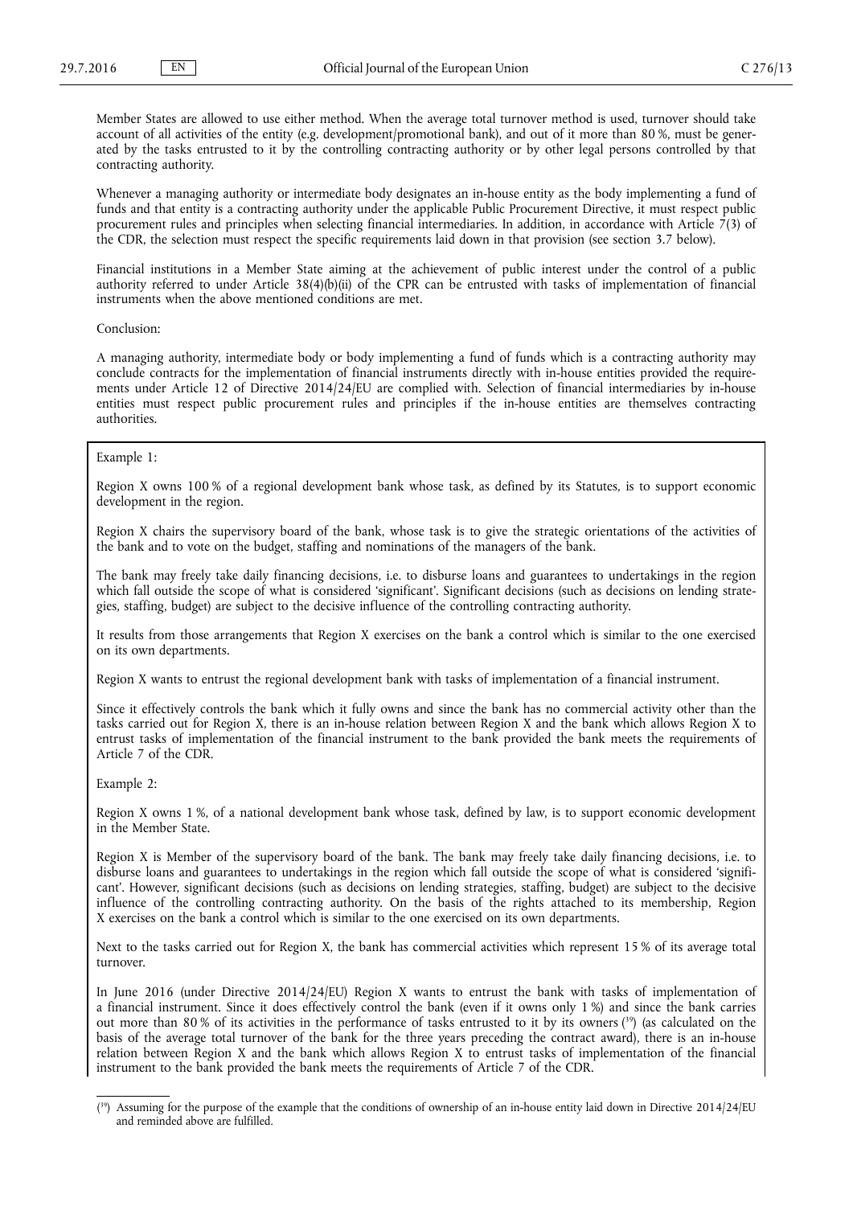Member States are allowed to use either method. When the average total turnover method is used, turnover should take account of all activities of the entity (e.g. development/promotional bank), and out of it more than 80 %, must be generated by the tasks entrusted to it by the controlling contracting authority or by other legal persons controlled by that contracting authority.

Whenever a managing authority or intermediate body designates an in-house entity as the body implementing a fund of funds and that entity is a contracting authority under the applicable Public Procurement Directive, it must respect public procurement rules and principles when selecting financial intermediaries. In addition, in accordance with Article 7(3) of the CDR, the selection must respect the specific requirements laid down in that provision (see section 3.7 below).

Financial institutions in a Member State aiming at the achievement of public interest under the control of a public authority referred to under Article 38(4)(b)(ii) of the CPR can be entrusted with tasks of implementation of financial instruments when the above mentioned conditions are met.

Conclusion:

A managing authority, intermediate body or body implementing a fund of funds which is a contracting authority may conclude contracts for the implementation of financial instruments directly with in-house entities provided the requirements under Article 12 of Directive 2014/24/EU are complied with. Selection of financial intermediaries by in-house entities must respect public procurement rules and principles if the in-house entities are themselves contracting authorities.

Example 1:

Region X owns 100 % of a regional development bank whose task, as defined by its Statutes, is to support economic development in the region.

Region X chairs the supervisory board of the bank, whose task is to give the strategic orientations of the activities of the bank and to vote on the budget, staffing and nominations of the managers of the bank.

The bank may freely take daily financing decisions, i.e. to disburse loans and guarantees to undertakings in the region which fall outside the scope of what is considered 'significant'. Significant decisions (such as decisions on lending strategies, staffing, budget) are subject to the decisive influence of the controlling contracting authority.

It results from those arrangements that Region X exercises on the bank a control which is similar to the one exercised on its own departments.

Region X wants to entrust the regional development bank with tasks of implementation of a financial instrument.

Since it effectively controls the bank which it fully owns and since the bank has no commercial activity other than the tasks carried out for Region X, there is an in-house relation between Region X and the bank which allows Region X to entrust tasks of implementation of the financial instrument to the bank provided the bank meets the requirements of Article 7 of the CDR.

Example 2:

Region X owns 1 %, of a national development bank whose task, defined by law, is to support economic development in the Member State.

Region X is Member of the supervisory board of the bank. The bank may freely take daily financing decisions, i.e. to disburse loans and guarantees to undertakings in the region which fall outside the scope of what is considered 'significant'. However, significant decisions (such as decisions on lending strategies, staffing, budget) are subject to the decisive influence of the controlling contracting authority. On the basis of the rights attached to its membership, Region X exercises on the bank a control which is similar to the one exercised on its own departments.

Next to the tasks carried out for Region X, the bank has commercial activities which represent 15 % of its average total turnover.

In June 2016 (under Directive 2014/24/EU) Region X wants to entrust the bank with tasks of implementation of a financial instrument. Since it does effectively control the bank (even if it owns only 1 %) and since the bank carries out more than 80 % of its activities in the performance of tasks entrusted to it by its owners [39] (as calculated on the basis of the average total turnover of the bank for the three years preceding the contract award), there is an in-house relation between Region X and the bank which allows Region X to entrust tasks of implementation of the financial instrument to the bank provided the bank meets the requirements of Article 7 of the CDR.

---

[39] Assuming for the purpose of the example that the conditions of ownership of an in-house entity laid down in Directive 2014/24/EU and reminded above are fulfilled.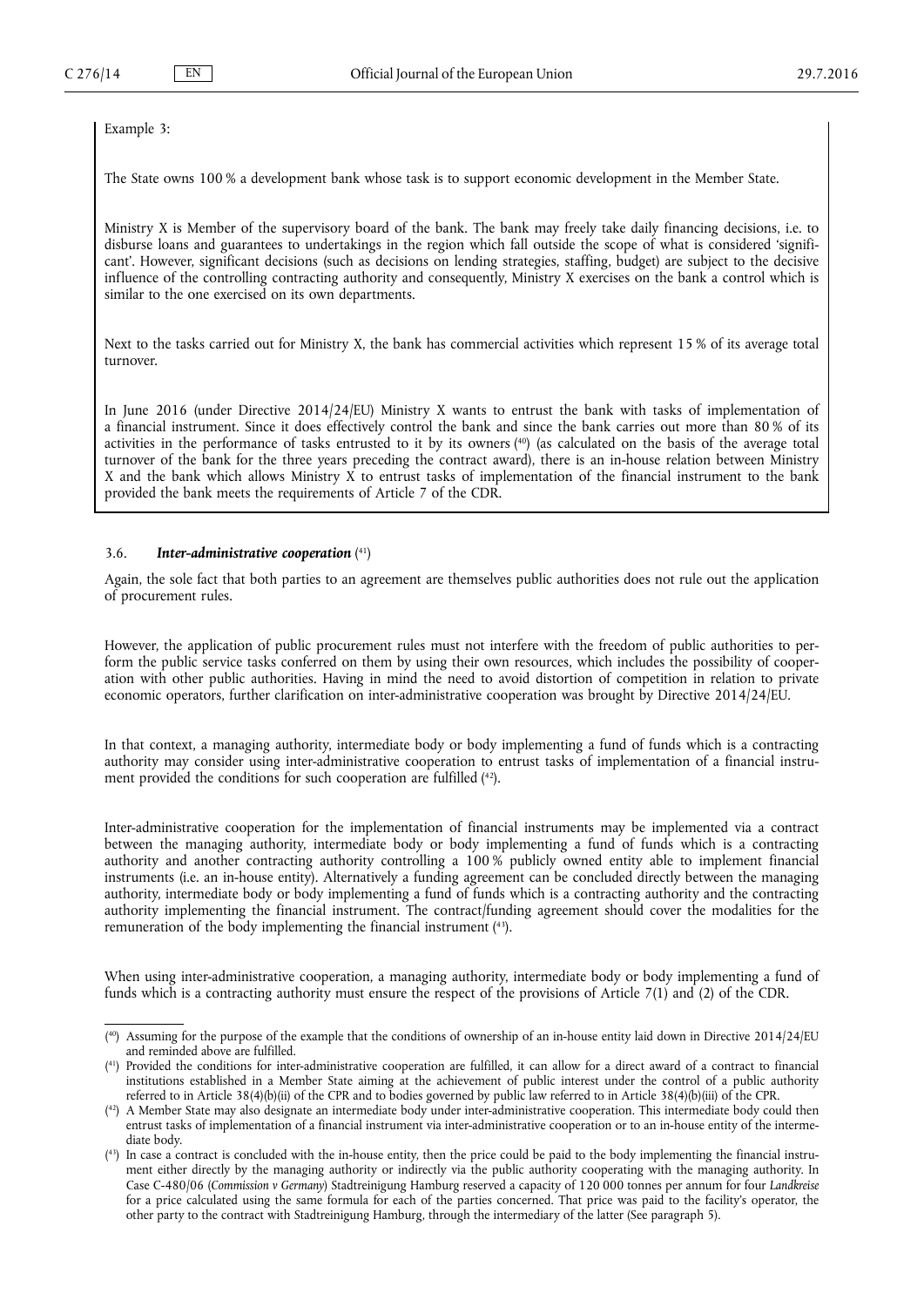Example 3:

The State owns 100 % a development bank whose task is to support economic development in the Member State.

Ministry X is Member of the supervisory board of the bank. The bank may freely take daily financing decisions, i.e. to disburse loans and guarantees to undertakings in the region which fall outside the scope of what is considered 'significant'. However, significant decisions (such as decisions on lending strategies, staffing, budget) are subject to the decisive influence of the controlling contracting authority and consequently, Ministry X exercises on the bank a control which is similar to the one exercised on its own departments.

Next to the tasks carried out for Ministry X, the bank has commercial activities which represent 15 % of its average total turnover.

In June 2016 (under Directive 2014/24/EU) Ministry X wants to entrust the bank with tasks of implementation of a financial instrument. Since it does effectively control the bank and since the bank carries out more than 80 % of its activities in the performance of tasks entrusted to it by its owners [40] (as calculated on the basis of the average total turnover of the bank for the three years preceding the contract award), there is an in-house relation between Ministry X and the bank which allows Ministry X to entrust tasks of implementation of the financial instrument to the bank provided the bank meets the requirements of Article 7 of the CDR.

### 3.6. *Inter-administrative cooperation* [41]

Again, the sole fact that both parties to an agreement are themselves public authorities does not rule out the application of procurement rules.

However, the application of public procurement rules must not interfere with the freedom of public authorities to perform the public service tasks conferred on them by using their own resources, which includes the possibility of cooperation with other public authorities. Having in mind the need to avoid distortion of competition in relation to private economic operators, further clarification on inter-administrative cooperation was brought by Directive 2014/24/EU.

In that context, a managing authority, intermediate body or body implementing a fund of funds which is a contracting authority may consider using inter-administrative cooperation to entrust tasks of implementation of a financial instrument provided the conditions for such cooperation are fulfilled [42].

Inter-administrative cooperation for the implementation of financial instruments may be implemented via a contract between the managing authority, intermediate body or body implementing a fund of funds which is a contracting authority and another contracting authority controlling a 100 % publicly owned entity able to implement financial instruments (i.e. an in-house entity). Alternatively a funding agreement can be concluded directly between the managing authority, intermediate body or body implementing a fund of funds which is a contracting authority and the contracting authority implementing the financial instrument. The contract/funding agreement should cover the modalities for the remuneration of the body implementing the financial instrument [43].

When using inter-administrative cooperation, a managing authority, intermediate body or body implementing a fund of funds which is a contracting authority must ensure the respect of the provisions of Article 7(1) and (2) of the CDR.

---

[40] Assuming for the purpose of the example that the conditions of ownership of an in-house entity laid down in Directive 2014/24/EU and reminded above are fulfilled.

[41] Provided the conditions for inter-administrative cooperation are fulfilled, it can allow for a direct award of a contract to financial institutions established in a Member State aiming at the achievement of public interest under the control of a public authority referred to in Article 38(4)(b)(ii) of the CPR and to bodies governed by public law referred to in Article 38(4)(b)(iii) of the CPR.

[42] A Member State may also designate an intermediate body under inter-administrative cooperation. This intermediate body could then entrust tasks of implementation of a financial instrument via inter-administrative cooperation or to an in-house entity of the intermediate body.

[43] In case a contract is concluded with the in-house entity, then the price could be paid to the body implementing the financial instrument either directly by the managing authority or indirectly via the public authority cooperating with the managing authority. In Case C-480/06 (*Commission v Germany*) Stadtreinigung Hamburg reserved a capacity of 120 000 tonnes per annum for four *Landkreise* for a price calculated using the same formula for each of the parties concerned. That price was paid to the facility's operator, the other party to the contract with Stadtreinigung Hamburg, through the intermediary of the latter (See paragraph 5).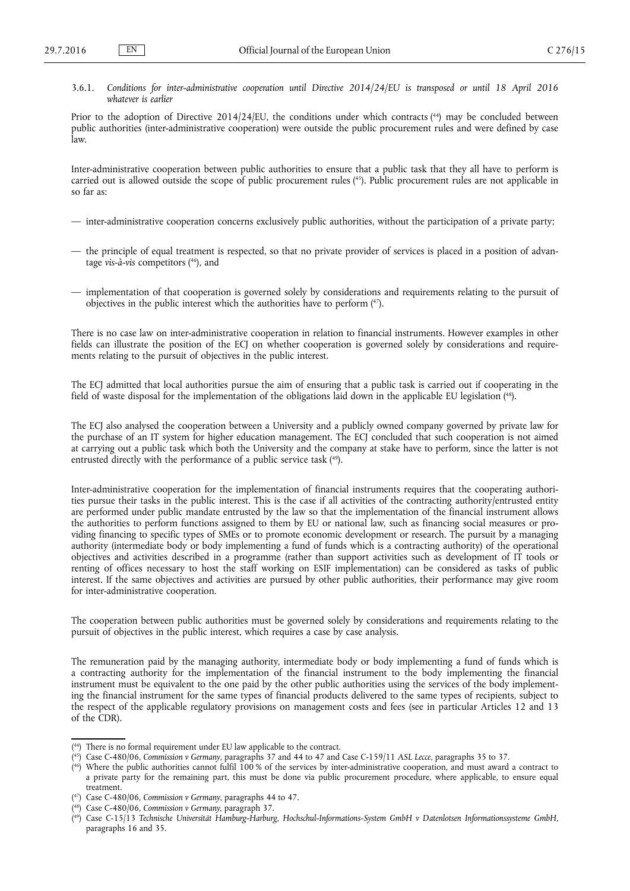### 3.6.1. *Conditions for inter-administrative cooperation until Directive 2014/24/EU is transposed or until 18 April 2016 whatever is earlier*

Prior to the adoption of Directive 2014/24/EU, the conditions under which contracts [44] may be concluded between public authorities (inter-administrative cooperation) were outside the public procurement rules and were defined by case law.

Inter-administrative cooperation between public authorities to ensure that a public task that they all have to perform is carried out is allowed outside the scope of public procurement rules [45]. Public procurement rules are not applicable in so far as:

— inter-administrative cooperation concerns exclusively public authorities, without the participation of a private party;

— the principle of equal treatment is respected, so that no private provider of services is placed in a position of advantage *vis-à-vis* competitors [46], and

— implementation of that cooperation is governed solely by considerations and requirements relating to the pursuit of objectives in the public interest which the authorities have to perform [47].

There is no case law on inter-administrative cooperation in relation to financial instruments. However examples in other fields can illustrate the position of the ECJ on whether cooperation is governed solely by considerations and requirements relating to the pursuit of objectives in the public interest.

The ECJ admitted that local authorities pursue the aim of ensuring that a public task is carried out if cooperating in the field of waste disposal for the implementation of the obligations laid down in the applicable EU legislation [48].

The ECJ also analysed the cooperation between a University and a publicly owned company governed by private law for the purchase of an IT system for higher education management. The ECJ concluded that such cooperation is not aimed at carrying out a public task which both the University and the company at stake have to perform, since the latter is not entrusted directly with the performance of a public service task [49].

Inter-administrative cooperation for the implementation of financial instruments requires that the cooperating authorities pursue their tasks in the public interest. This is the case if all activities of the contracting authority/entrusted entity are performed under public mandate entrusted by the law so that the implementation of the financial instrument allows the authorities to perform functions assigned to them by EU or national law, such as financing social measures or providing financing to specific types of SMEs or to promote economic development or research. The pursuit by a managing authority (intermediate body or body implementing a fund of funds which is a contracting authority) of the operational objectives and activities described in a programme (rather than support activities such as development of IT tools or renting of offices necessary to host the staff working on ESIF implementation) can be considered as tasks of public interest. If the same objectives and activities are pursued by other public authorities, their performance may give room for inter-administrative cooperation.

The cooperation between public authorities must be governed solely by considerations and requirements relating to the pursuit of objectives in the public interest, which requires a case by case analysis.

The remuneration paid by the managing authority, intermediate body or body implementing a fund of funds which is a contracting authority for the implementation of the financial instrument to the body implementing the financial instrument must be equivalent to the one paid by the other public authorities using the services of the body implementing the financial instrument for the same types of financial products delivered to the same types of recipients, subject to the respect of the applicable regulatory provisions on management costs and fees (see in particular Articles 12 and 13 of the CDR).

---

[44] There is no formal requirement under EU law applicable to the contract.

[45] Case C-480/06, *Commission v Germany*, paragraphs 37 and 44 to 47 and Case C-159/11 *ASL Lecce*, paragraphs 35 to 37.

[46] Where the public authorities cannot fulfil 100 % of the services by inter-administrative cooperation, and must award a contract to a private party for the remaining part, this must be done via public procurement procedure, where applicable, to ensure equal treatment.

[47] Case C-480/06, *Commission v Germany*, paragraphs 44 to 47.

[48] Case C-480/06, *Commission v Germany*, paragraph 37.

[49] Case C-15/13 *Technische Universität Hamburg-Harburg, Hochschul-Informations-System GmbH v Datenlotsen Informationssysteme GmbH*, paragraphs 16 and 35.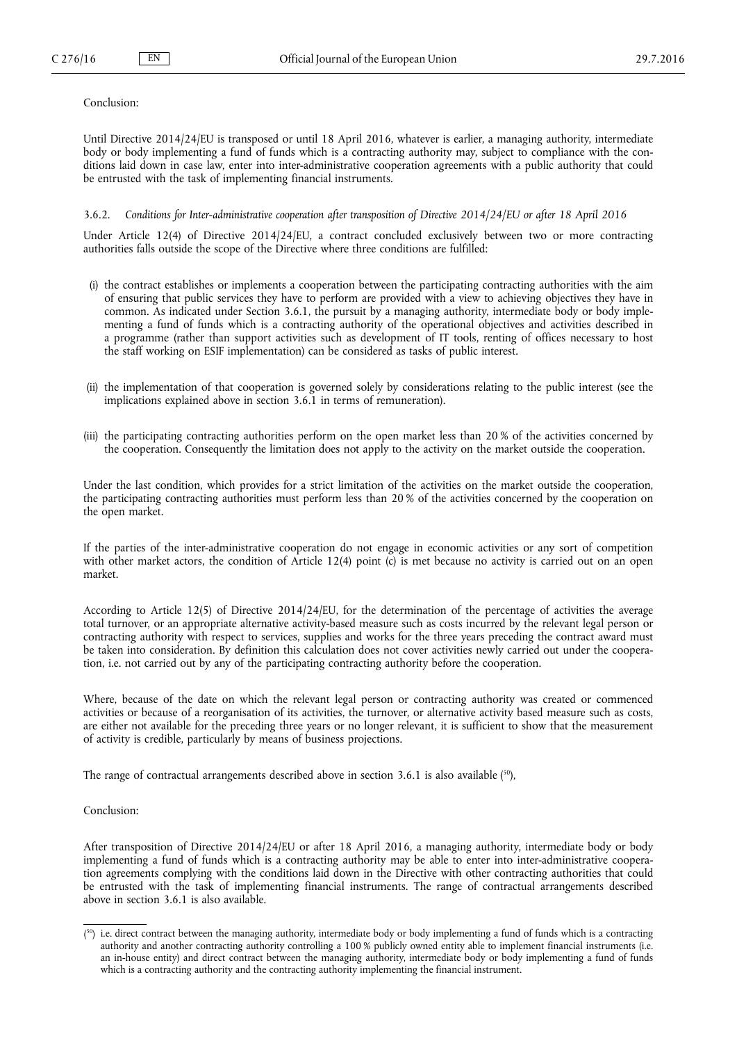Conclusion:

Until Directive 2014/24/EU is transposed or until 18 April 2016, whatever is earlier, a managing authority, intermediate body or body implementing a fund of funds which is a contracting authority may, subject to compliance with the conditions laid down in case law, enter into inter-administrative cooperation agreements with a public authority that could be entrusted with the task of implementing financial instruments.

### 3.6.2. *Conditions for Inter-administrative cooperation after transposition of Directive 2014/24/EU or after 18 April 2016*

Under Article 12(4) of Directive 2014/24/EU, a contract concluded exclusively between two or more contracting authorities falls outside the scope of the Directive where three conditions are fulfilled:

(i) the contract establishes or implements a cooperation between the participating contracting authorities with the aim of ensuring that public services they have to perform are provided with a view to achieving objectives they have in common. As indicated under Section 3.6.1, the pursuit by a managing authority, intermediate body or body implementing a fund of funds which is a contracting authority of the operational objectives and activities described in a programme (rather than support activities such as development of IT tools, renting of offices necessary to host the staff working on ESIF implementation) can be considered as tasks of public interest.

(ii) the implementation of that cooperation is governed solely by considerations relating to the public interest (see the implications explained above in section 3.6.1 in terms of remuneration).

(iii) the participating contracting authorities perform on the open market less than 20 % of the activities concerned by the cooperation. Consequently the limitation does not apply to the activity on the market outside the cooperation.

Under the last condition, which provides for a strict limitation of the activities on the market outside the cooperation, the participating contracting authorities must perform less than 20 % of the activities concerned by the cooperation on the open market.

If the parties of the inter-administrative cooperation do not engage in economic activities or any sort of competition with other market actors, the condition of Article 12(4) point (c) is met because no activity is carried out on an open market.

According to Article 12(5) of Directive 2014/24/EU, for the determination of the percentage of activities the average total turnover, or an appropriate alternative activity-based measure such as costs incurred by the relevant legal person or contracting authority with respect to services, supplies and works for the three years preceding the contract award must be taken into consideration. By definition this calculation does not cover activities newly carried out under the cooperation, i.e. not carried out by any of the participating contracting authority before the cooperation.

Where, because of the date on which the relevant legal person or contracting authority was created or commenced activities or because of a reorganisation of its activities, the turnover, or alternative activity based measure such as costs, are either not available for the preceding three years or no longer relevant, it is sufficient to show that the measurement of activity is credible, particularly by means of business projections.

The range of contractual arrangements described above in section 3.6.1 is also available ([50]),

Conclusion:

After transposition of Directive 2014/24/EU or after 18 April 2016, a managing authority, intermediate body or body implementing a fund of funds which is a contracting authority may be able to enter into inter-administrative cooperation agreements complying with the conditions laid down in the Directive with other contracting authorities that could be entrusted with the task of implementing financial instruments. The range of contractual arrangements described above in section 3.6.1 is also available.

---

([50]) i.e. direct contract between the managing authority, intermediate body or body implementing a fund of funds which is a contracting authority and another contracting authority controlling a 100 % publicly owned entity able to implement financial instruments (i.e. an in-house entity) and direct contract between the managing authority, intermediate body or body implementing a fund of funds which is a contracting authority and the contracting authority implementing the financial instrument.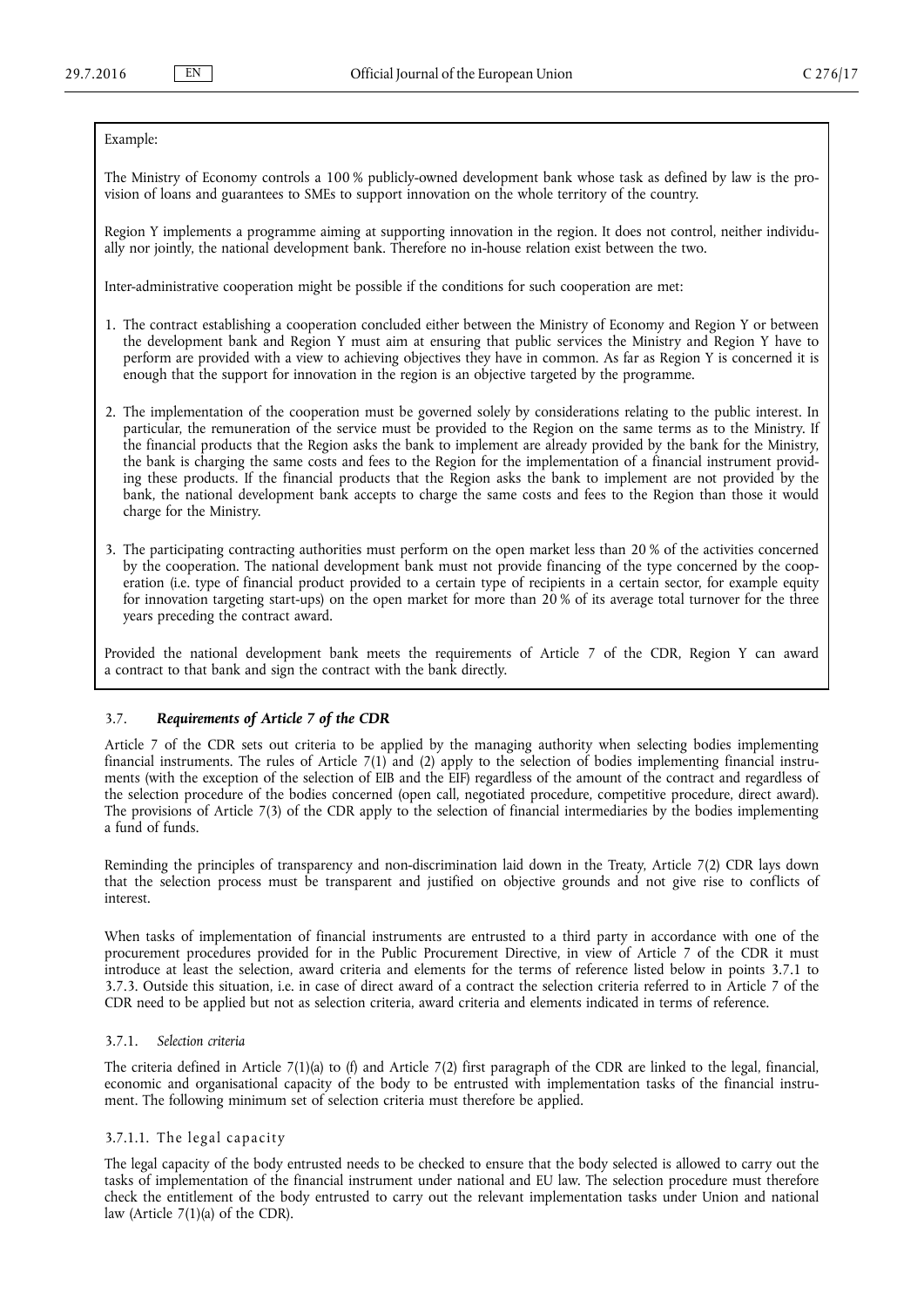Example:

The Ministry of Economy controls a 100 % publicly-owned development bank whose task as defined by law is the provision of loans and guarantees to SMEs to support innovation on the whole territory of the country.

Region Y implements a programme aiming at supporting innovation in the region. It does not control, neither individually nor jointly, the national development bank. Therefore no in-house relation exist between the two.

Inter-administrative cooperation might be possible if the conditions for such cooperation are met:

1. The contract establishing a cooperation concluded either between the Ministry of Economy and Region Y or between the development bank and Region Y must aim at ensuring that public services the Ministry and Region Y have to perform are provided with a view to achieving objectives they have in common. As far as Region Y is concerned it is enough that the support for innovation in the region is an objective targeted by the programme.
2. The implementation of the cooperation must be governed solely by considerations relating to the public interest. In particular, the remuneration of the service must be provided to the Region on the same terms as to the Ministry. If the financial products that the Region asks the bank to implement are already provided by the bank for the Ministry, the bank is charging the same costs and fees to the Region for the implementation of a financial instrument providing these products. If the financial products that the Region asks the bank to implement are not provided by the bank, the national development bank accepts to charge the same costs and fees to the Region than those it would charge for the Ministry.
3. The participating contracting authorities must perform on the open market less than 20 % of the activities concerned by the cooperation. The national development bank must not provide financing of the type concerned by the cooperation (i.e. type of financial product provided to a certain type of recipients in a certain sector, for example equity for innovation targeting start-ups) on the open market for more than 20 % of its average total turnover for the three years preceding the contract award.

Provided the national development bank meets the requirements of Article 7 of the CDR, Region Y can award a contract to that bank and sign the contract with the bank directly.

### 3.7. *Requirements of Article 7 of the CDR*

Article 7 of the CDR sets out criteria to be applied by the managing authority when selecting bodies implementing financial instruments. The rules of Article 7(1) and (2) apply to the selection of bodies implementing financial instruments (with the exception of the selection of EIB and the EIF) regardless of the amount of the contract and regardless of the selection procedure of the bodies concerned (open call, negotiated procedure, competitive procedure, direct award). The provisions of Article 7(3) of the CDR apply to the selection of financial intermediaries by the bodies implementing a fund of funds.

Reminding the principles of transparency and non-discrimination laid down in the Treaty, Article 7(2) CDR lays down that the selection process must be transparent and justified on objective grounds and not give rise to conflicts of interest.

When tasks of implementation of financial instruments are entrusted to a third party in accordance with one of the procurement procedures provided for in the Public Procurement Directive, in view of Article 7 of the CDR it must introduce at least the selection, award criteria and elements for the terms of reference listed below in points 3.7.1 to 3.7.3. Outside this situation, i.e. in case of direct award of a contract the selection criteria referred to in Article 7 of the CDR need to be applied but not as selection criteria, award criteria and elements indicated in terms of reference.

#### 3.7.1. *Selection criteria*

The criteria defined in Article 7(1)(a) to (f) and Article 7(2) first paragraph of the CDR are linked to the legal, financial, economic and organisational capacity of the body to be entrusted with implementation tasks of the financial instrument. The following minimum set of selection criteria must therefore be applied.

##### 3.7.1.1. The legal capacity

The legal capacity of the body entrusted needs to be checked to ensure that the body selected is allowed to carry out the tasks of implementation of the financial instrument under national and EU law. The selection procedure must therefore check the entitlement of the body entrusted to carry out the relevant implementation tasks under Union and national law (Article 7(1)(a) of the CDR).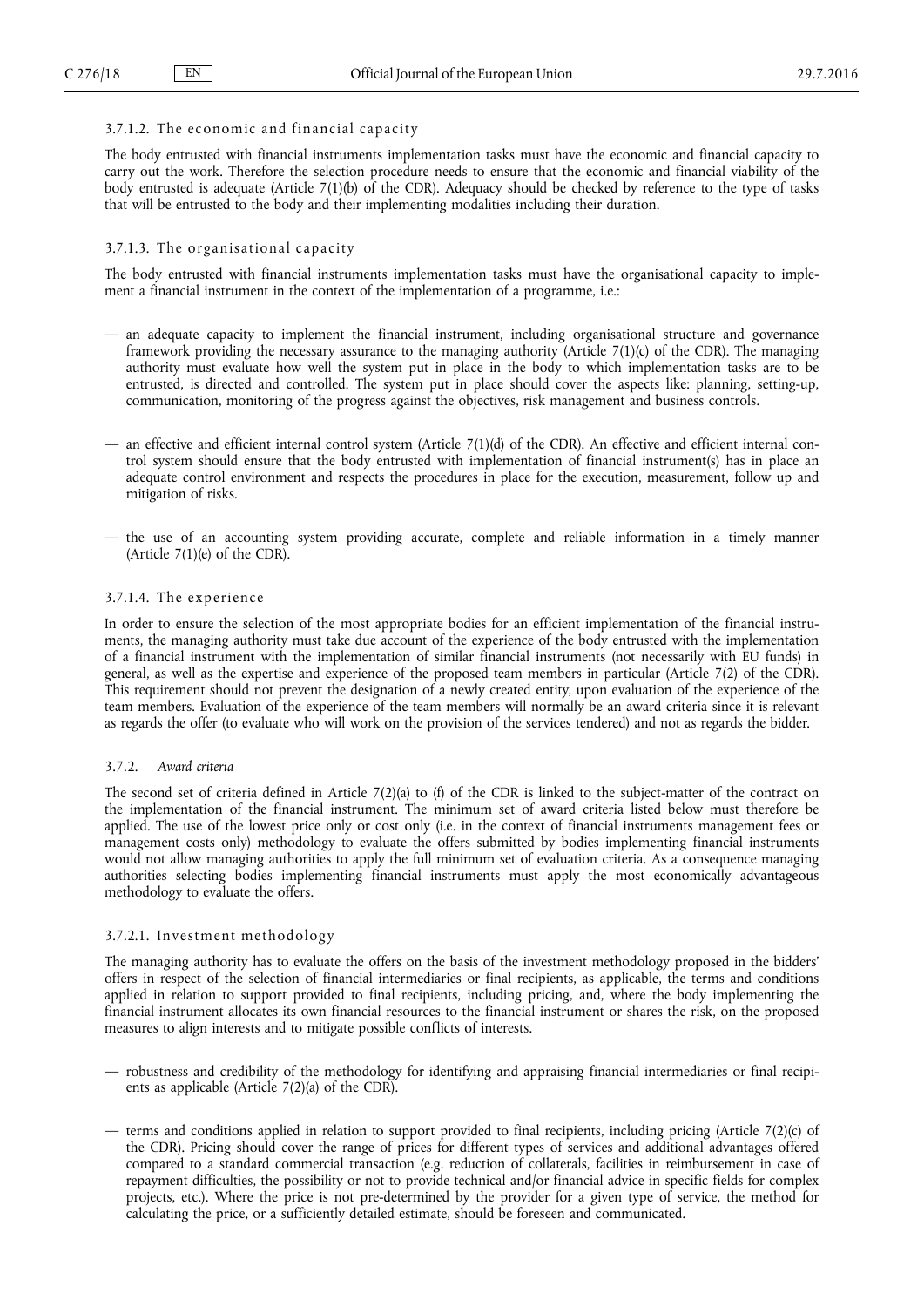#### 3.7.1.2. The economic and financial capacity

The body entrusted with financial instruments implementation tasks must have the economic and financial capacity to carry out the work. Therefore the selection procedure needs to ensure that the economic and financial viability of the body entrusted is adequate (Article 7(1)(b) of the CDR). Adequacy should be checked by reference to the type of tasks that will be entrusted to the body and their implementing modalities including their duration.

#### 3.7.1.3. The organisational capacity

The body entrusted with financial instruments implementation tasks must have the organisational capacity to implement a financial instrument in the context of the implementation of a programme, i.e.:

— an adequate capacity to implement the financial instrument, including organisational structure and governance framework providing the necessary assurance to the managing authority (Article 7(1)(c) of the CDR). The managing authority must evaluate how well the system put in place in the body to which implementation tasks are to be entrusted, is directed and controlled. The system put in place should cover the aspects like: planning, setting-up, communication, monitoring of the progress against the objectives, risk management and business controls.

— an effective and efficient internal control system (Article 7(1)(d) of the CDR). An effective and efficient internal control system should ensure that the body entrusted with implementation of financial instrument(s) has in place an adequate control environment and respects the procedures in place for the execution, measurement, follow up and mitigation of risks.

— the use of an accounting system providing accurate, complete and reliable information in a timely manner (Article 7(1)(e) of the CDR).

#### 3.7.1.4. The experience

In order to ensure the selection of the most appropriate bodies for an efficient implementation of the financial instruments, the managing authority must take due account of the experience of the body entrusted with the implementation of a financial instrument with the implementation of similar financial instruments (not necessarily with EU funds) in general, as well as the expertise and experience of the proposed team members in particular (Article 7(2) of the CDR). This requirement should not prevent the designation of a newly created entity, upon evaluation of the experience of the team members. Evaluation of the experience of the team members will normally be an award criteria since it is relevant as regards the offer (to evaluate who will work on the provision of the services tendered) and not as regards the bidder.

### 3.7.2. *Award criteria*

The second set of criteria defined in Article 7(2)(a) to (f) of the CDR is linked to the subject-matter of the contract on the implementation of the financial instrument. The minimum set of award criteria listed below must therefore be applied. The use of the lowest price only or cost only (i.e. in the context of financial instruments management fees or management costs only) methodology to evaluate the offers submitted by bodies implementing financial instruments would not allow managing authorities to apply the full minimum set of evaluation criteria. As a consequence managing authorities selecting bodies implementing financial instruments must apply the most economically advantageous methodology to evaluate the offers.

#### 3.7.2.1. Investment methodology

The managing authority has to evaluate the offers on the basis of the investment methodology proposed in the bidders' offers in respect of the selection of financial intermediaries or final recipients, as applicable, the terms and conditions applied in relation to support provided to final recipients, including pricing, and, where the body implementing the financial instrument allocates its own financial resources to the financial instrument or shares the risk, on the proposed measures to align interests and to mitigate possible conflicts of interests.

— robustness and credibility of the methodology for identifying and appraising financial intermediaries or final recipients as applicable (Article 7(2)(a) of the CDR).

— terms and conditions applied in relation to support provided to final recipients, including pricing (Article 7(2)(c) of the CDR). Pricing should cover the range of prices for different types of services and additional advantages offered compared to a standard commercial transaction (e.g. reduction of collaterals, facilities in reimbursement in case of repayment difficulties, the possibility or not to provide technical and/or financial advice in specific fields for complex projects, etc.). Where the price is not pre-determined by the provider for a given type of service, the method for calculating the price, or a sufficiently detailed estimate, should be foreseen and communicated.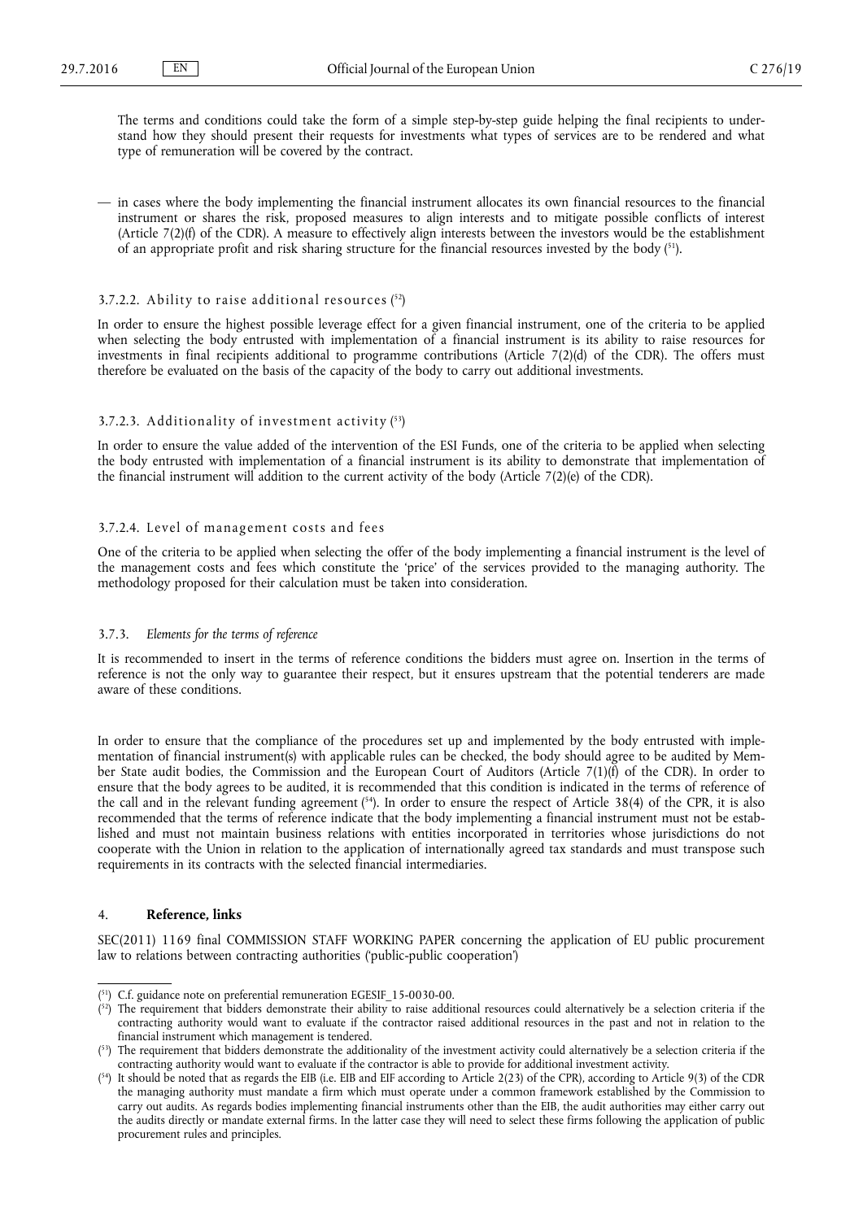The terms and conditions could take the form of a simple step-by-step guide helping the final recipients to understand how they should present their requests for investments what types of services are to be rendered and what type of remuneration will be covered by the contract.

— in cases where the body implementing the financial instrument allocates its own financial resources to the financial instrument or shares the risk, proposed measures to align interests and to mitigate possible conflicts of interest (Article 7(2)(f) of the CDR). A measure to effectively align interests between the investors would be the establishment of an appropriate profit and risk sharing structure for the financial resources invested by the body [51].

#### 3.7.2.2. Ability to raise additional resources [52]

In order to ensure the highest possible leverage effect for a given financial instrument, one of the criteria to be applied when selecting the body entrusted with implementation of a financial instrument is its ability to raise resources for investments in final recipients additional to programme contributions (Article 7(2)(d) of the CDR). The offers must therefore be evaluated on the basis of the capacity of the body to carry out additional investments.

#### 3.7.2.3. Additionality of investment activity [53]

In order to ensure the value added of the intervention of the ESI Funds, one of the criteria to be applied when selecting the body entrusted with implementation of a financial instrument is its ability to demonstrate that implementation of the financial instrument will addition to the current activity of the body (Article 7(2)(e) of the CDR).

#### 3.7.2.4. Level of management costs and fees

One of the criteria to be applied when selecting the offer of the body implementing a financial instrument is the level of the management costs and fees which constitute the 'price' of the services provided to the managing authority. The methodology proposed for their calculation must be taken into consideration.

### 3.7.3. *Elements for the terms of reference*

It is recommended to insert in the terms of reference conditions the bidders must agree on. Insertion in the terms of reference is not the only way to guarantee their respect, but it ensures upstream that the potential tenderers are made aware of these conditions.

In order to ensure that the compliance of the procedures set up and implemented by the body entrusted with implementation of financial instrument(s) with applicable rules can be checked, the body should agree to be audited by Member State audit bodies, the Commission and the European Court of Auditors (Article 7(1)(f) of the CDR). In order to ensure that the body agrees to be audited, it is recommended that this condition is indicated in the terms of reference of the call and in the relevant funding agreement [54]. In order to ensure the respect of Article 38(4) of the CPR, it is also recommended that the terms of reference indicate that the body implementing a financial instrument must not be established and must not maintain business relations with entities incorporated in territories whose jurisdictions do not cooperate with the Union in relation to the application of internationally agreed tax standards and must transpose such requirements in its contracts with the selected financial intermediaries.

## 4. **Reference, links**

SEC(2011) 1169 final COMMISSION STAFF WORKING PAPER concerning the application of EU public procurement law to relations between contracting authorities ('public-public cooperation')

---

[51] C.f. guidance note on preferential remuneration EGESIF_15-0030-00.

[52] The requirement that bidders demonstrate their ability to raise additional resources could alternatively be a selection criteria if the contracting authority would want to evaluate if the contractor raised additional resources in the past and not in relation to the financial instrument which management is tendered.

[53] The requirement that bidders demonstrate the additionality of the investment activity could alternatively be a selection criteria if the contracting authority would want to evaluate if the contractor is able to provide for additional investment activity.

[54] It should be noted that as regards the EIB (i.e. EIB and EIF according to Article 2(23) of the CPR), according to Article 9(3) of the CDR the managing authority must mandate a firm which must operate under a common framework established by the Commission to carry out audits. As regards bodies implementing financial instruments other than the EIB, the audit authorities may either carry out the audits directly or mandate external firms. In the latter case they will need to select these firms following the application of public procurement rules and principles.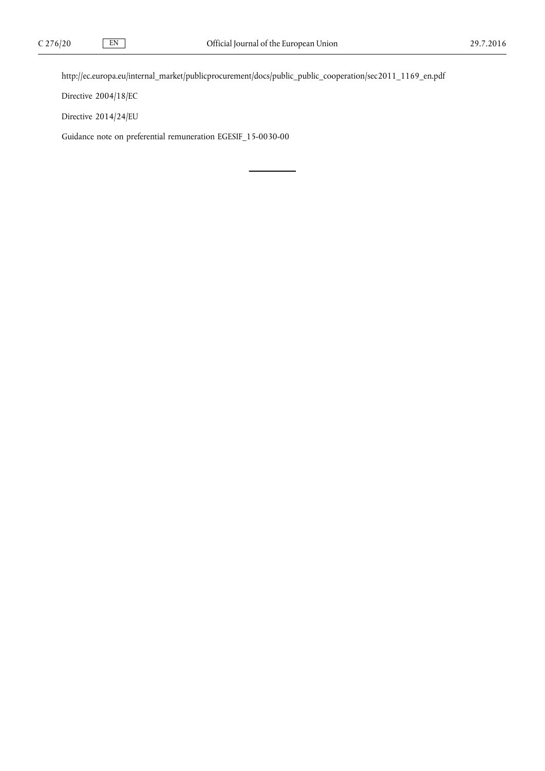http://ec.europa.eu/internal_market/publicprocurement/docs/public_public_cooperation/sec2011_1169_en.pdf

Directive 2004/18/EC

Directive 2014/24/EU

Guidance note on preferential remuneration EGESIF_15-0030-00